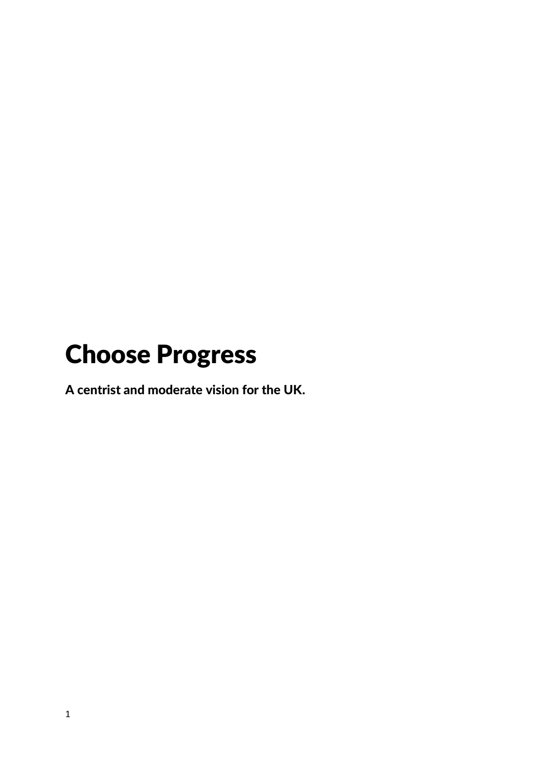# Choose Progress

**A centrist and moderate vision for the UK.**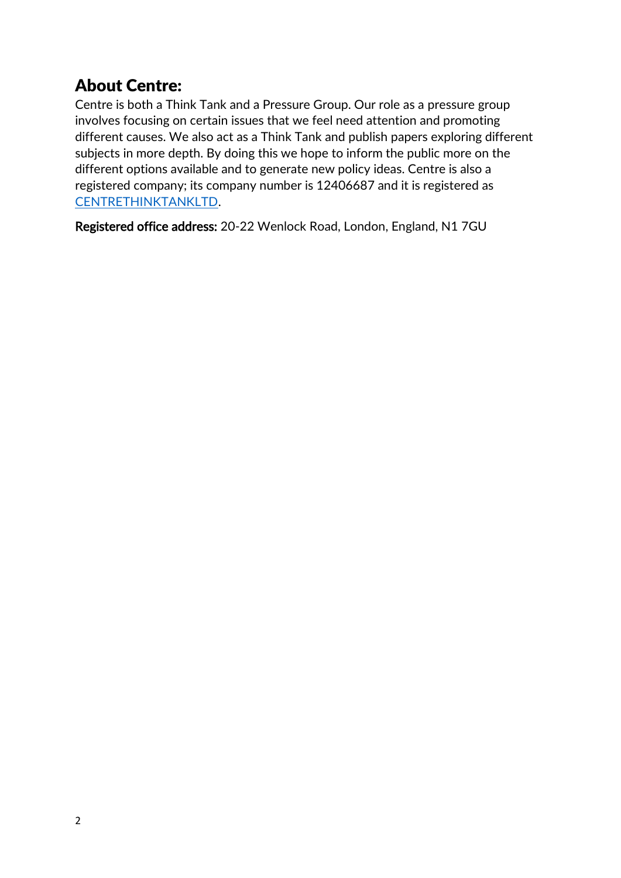## About Centre:

Centre is both a Think Tank and a Pressure Group. Our role as a pressure group involves focusing on certain issues that we feel need attention and promoting different causes. We also act as a Think Tank and publish papers exploring different subjects in more depth. By doing this we hope to inform the public more on the different options available and to generate new policy ideas. Centre is also a registered company; its company number is 12406687 and it is registered as CENTRETHINKTANKLTD.

**Registered office address:** 20-22 Wenlock Road, London, England, N1 7GU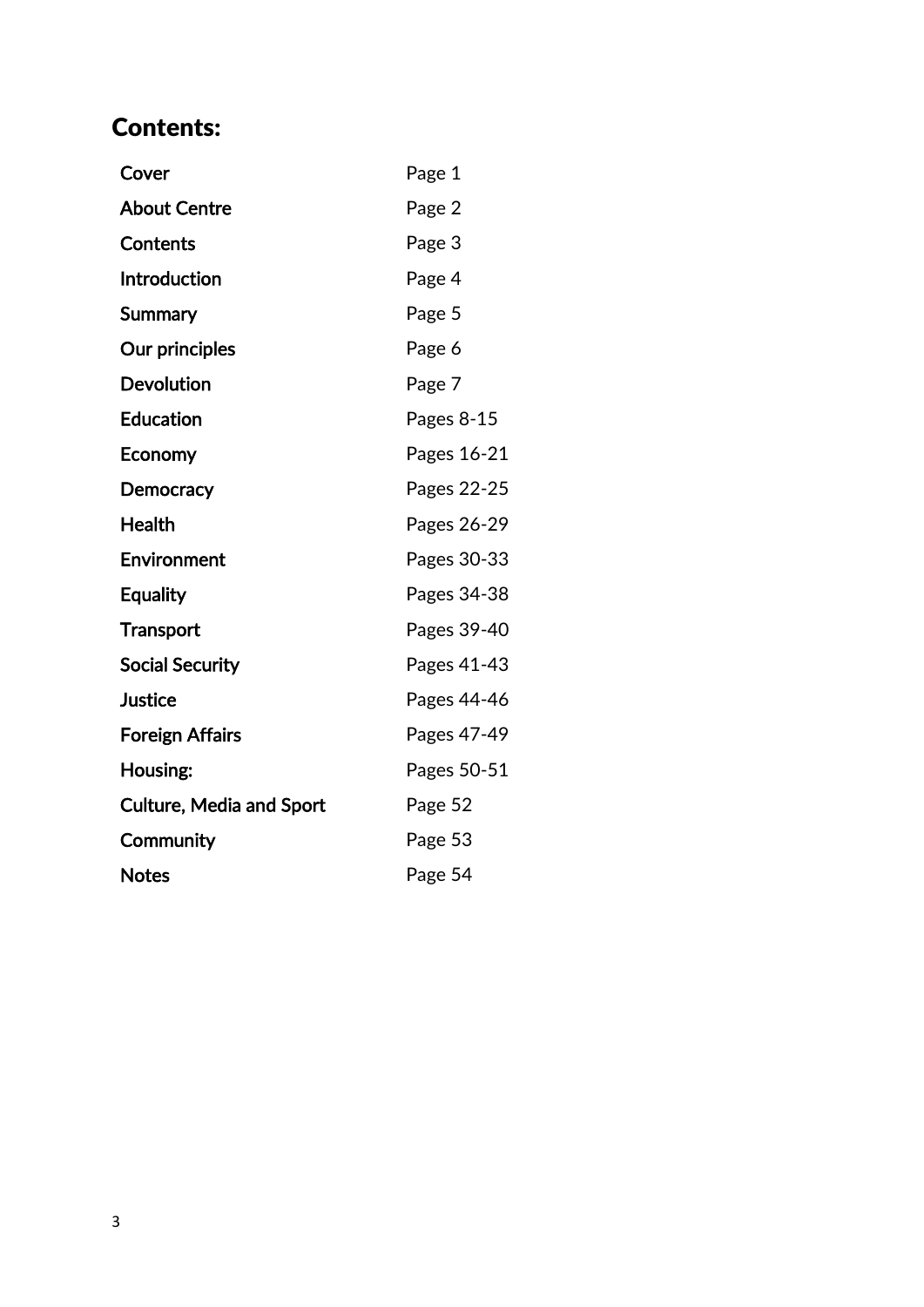## Contents:

| | |
|---|---|
| Cover | Page 1 |
| About Centre | Page 2 |
| Contents | Page 3 |
| Introduction | Page 4 |
| Summary | Page 5 |
| Our principles | Page 6 |
| Devolution | Page 7 |
| Education | Pages 8-15 |
| Economy | Pages 16-21 |
| Democracy | Pages 22-25 |
| Health | Pages 26-29 |
| Environment | Pages 30-33 |
| Equality | Pages 34-38 |
| Transport | Pages 39-40 |
| Social Security | Pages 41-43 |
| Justice | Pages 44-46 |
| Foreign Affairs | Pages 47-49 |
| Housing: | Pages 50-51 |
| Culture, Media and Sport | Page 52 |
| Community | Page 53 |
| Notes | Page 54 |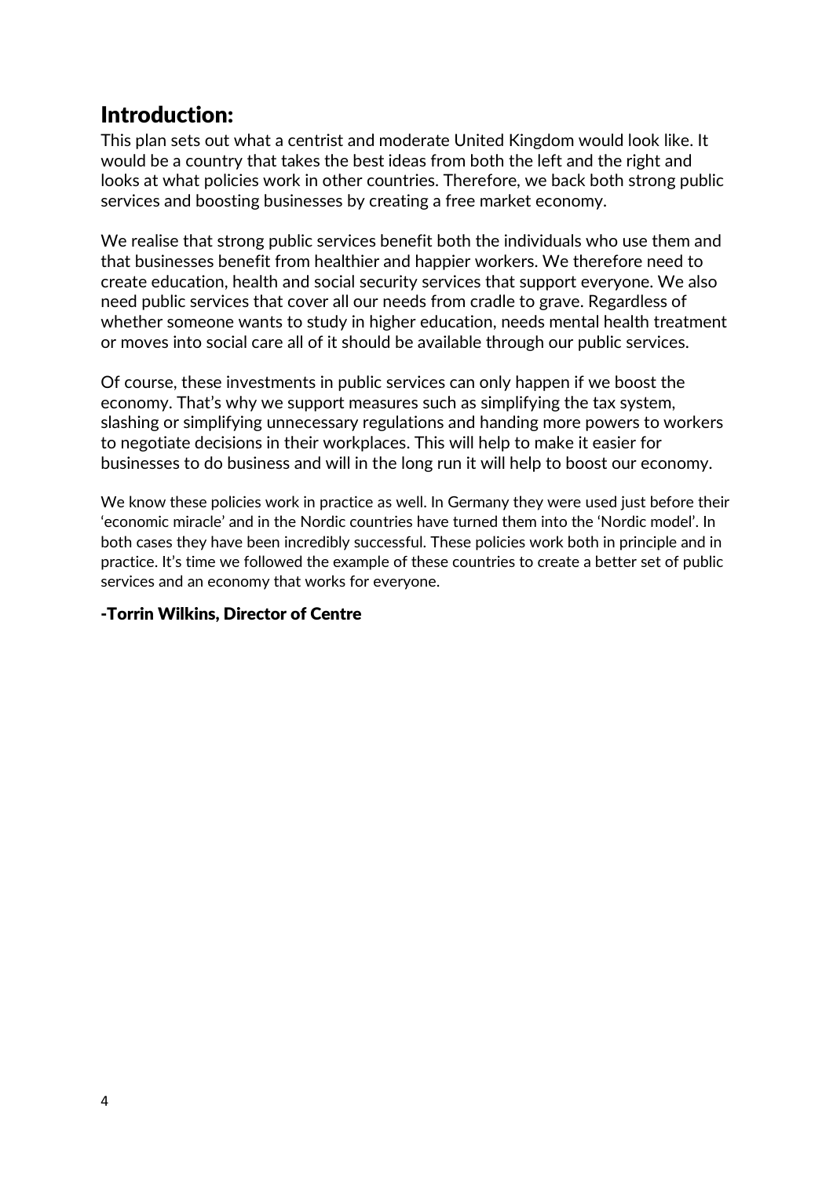## Introduction:

This plan sets out what a centrist and moderate United Kingdom would look like. It would be a country that takes the best ideas from both the left and the right and looks at what policies work in other countries. Therefore, we back both strong public services and boosting businesses by creating a free market economy.

We realise that strong public services benefit both the individuals who use them and that businesses benefit from healthier and happier workers. We therefore need to create education, health and social security services that support everyone. We also need public services that cover all our needs from cradle to grave. Regardless of whether someone wants to study in higher education, needs mental health treatment or moves into social care all of it should be available through our public services.

Of course, these investments in public services can only happen if we boost the economy. That's why we support measures such as simplifying the tax system, slashing or simplifying unnecessary regulations and handing more powers to workers to negotiate decisions in their workplaces. This will help to make it easier for businesses to do business and will in the long run it will help to boost our economy.

We know these policies work in practice as well. In Germany they were used just before their 'economic miracle' and in the Nordic countries have turned them into the 'Nordic model'. In both cases they have been incredibly successful. These policies work both in principle and in practice. It's time we followed the example of these countries to create a better set of public services and an economy that works for everyone.

**-Torrin Wilkins, Director of Centre**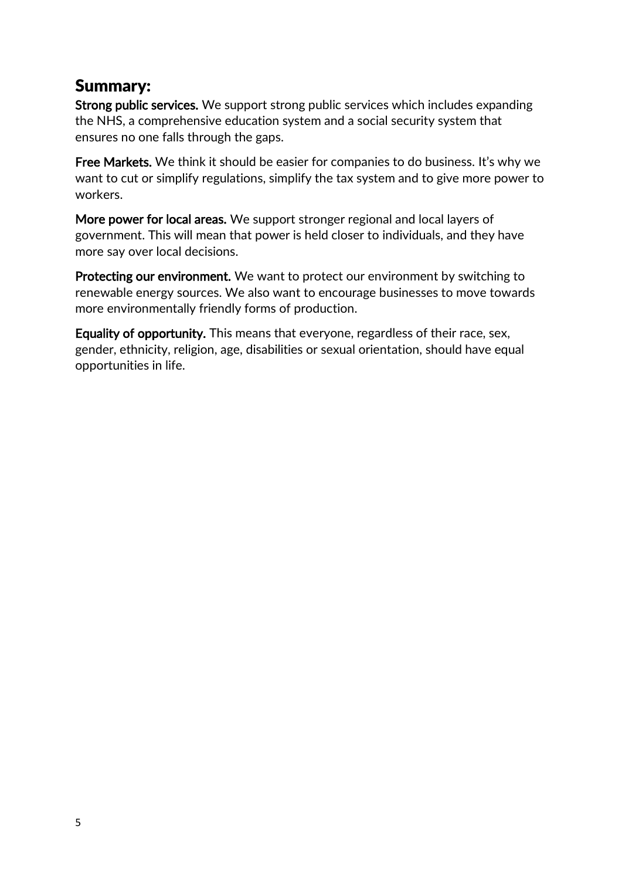## Summary:

**Strong public services.** We support strong public services which includes expanding the NHS, a comprehensive education system and a social security system that ensures no one falls through the gaps.

**Free Markets.** We think it should be easier for companies to do business. It's why we want to cut or simplify regulations, simplify the tax system and to give more power to workers.

**More power for local areas.** We support stronger regional and local layers of government. This will mean that power is held closer to individuals, and they have more say over local decisions.

**Protecting our environment.** We want to protect our environment by switching to renewable energy sources. We also want to encourage businesses to move towards more environmentally friendly forms of production.

**Equality of opportunity.** This means that everyone, regardless of their race, sex, gender, ethnicity, religion, age, disabilities or sexual orientation, should have equal opportunities in life.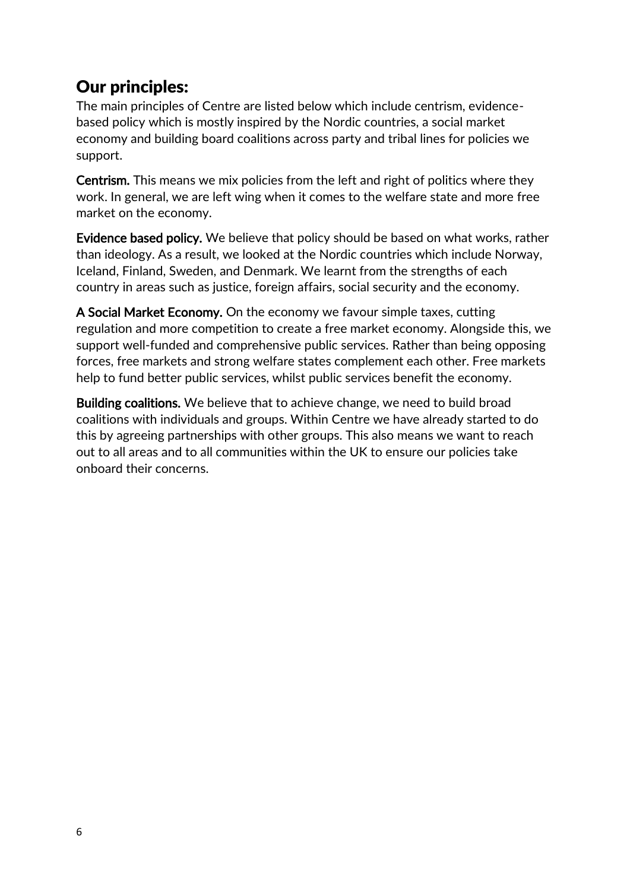## Our principles:

The main principles of Centre are listed below which include centrism, evidence-based policy which is mostly inspired by the Nordic countries, a social market economy and building board coalitions across party and tribal lines for policies we support.

**Centrism.** This means we mix policies from the left and right of politics where they work. In general, we are left wing when it comes to the welfare state and more free market on the economy.

**Evidence based policy.** We believe that policy should be based on what works, rather than ideology. As a result, we looked at the Nordic countries which include Norway, Iceland, Finland, Sweden, and Denmark. We learnt from the strengths of each country in areas such as justice, foreign affairs, social security and the economy.

**A Social Market Economy.** On the economy we favour simple taxes, cutting regulation and more competition to create a free market economy. Alongside this, we support well-funded and comprehensive public services. Rather than being opposing forces, free markets and strong welfare states complement each other. Free markets help to fund better public services, whilst public services benefit the economy.

**Building coalitions.** We believe that to achieve change, we need to build broad coalitions with individuals and groups. Within Centre we have already started to do this by agreeing partnerships with other groups. This also means we want to reach out to all areas and to all communities within the UK to ensure our policies take onboard their concerns.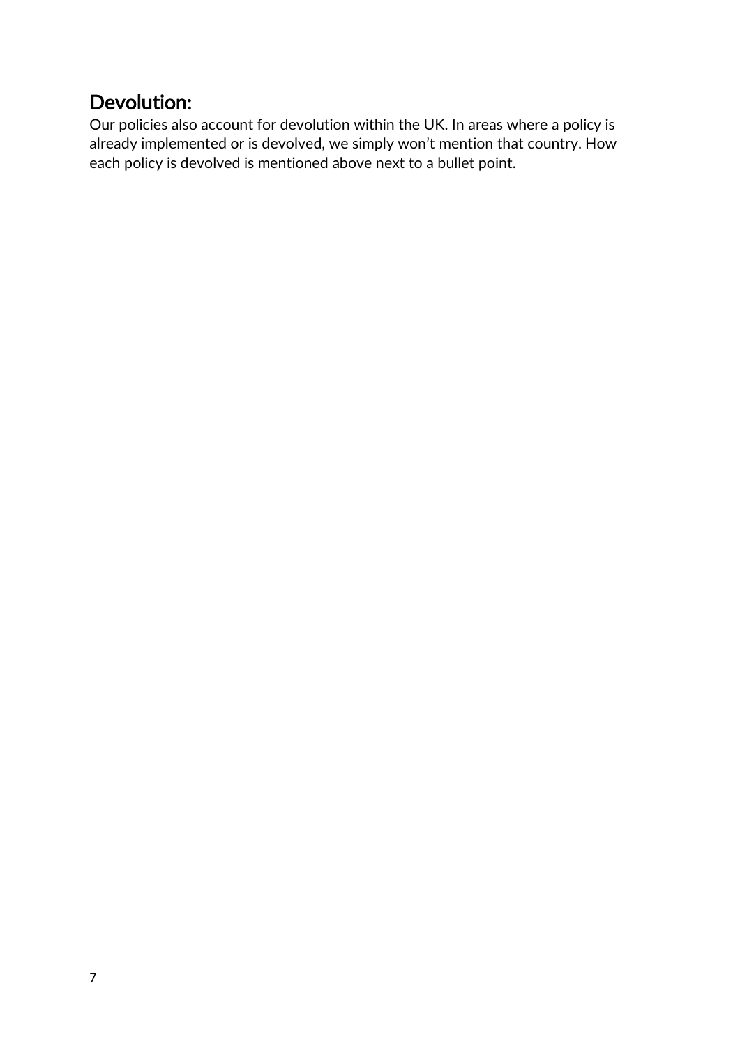## Devolution:

Our policies also account for devolution within the UK. In areas where a policy is already implemented or is devolved, we simply won't mention that country. How each policy is devolved is mentioned above next to a bullet point.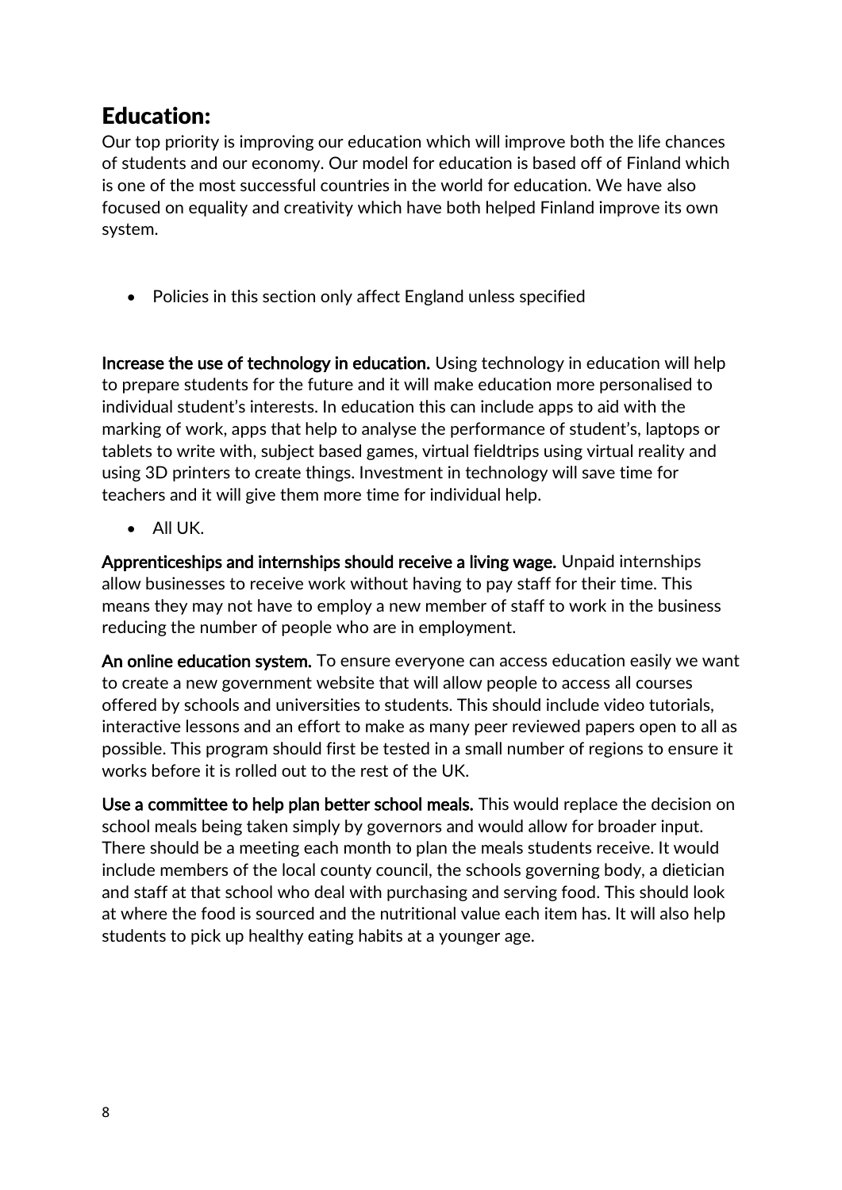## Education:

Our top priority is improving our education which will improve both the life chances of students and our economy. Our model for education is based off of Finland which is one of the most successful countries in the world for education. We have also focused on equality and creativity which have both helped Finland improve its own system.

- Policies in this section only affect England unless specified

**Increase the use of technology in education.** Using technology in education will help to prepare students for the future and it will make education more personalised to individual student's interests. In education this can include apps to aid with the marking of work, apps that help to analyse the performance of student's, laptops or tablets to write with, subject based games, virtual fieldtrips using virtual reality and using 3D printers to create things. Investment in technology will save time for teachers and it will give them more time for individual help.

- All UK.

**Apprenticeships and internships should receive a living wage.** Unpaid internships allow businesses to receive work without having to pay staff for their time. This means they may not have to employ a new member of staff to work in the business reducing the number of people who are in employment.

**An online education system.** To ensure everyone can access education easily we want to create a new government website that will allow people to access all courses offered by schools and universities to students. This should include video tutorials, interactive lessons and an effort to make as many peer reviewed papers open to all as possible. This program should first be tested in a small number of regions to ensure it works before it is rolled out to the rest of the UK.

**Use a committee to help plan better school meals.** This would replace the decision on school meals being taken simply by governors and would allow for broader input. There should be a meeting each month to plan the meals students receive. It would include members of the local county council, the schools governing body, a dietician and staff at that school who deal with purchasing and serving food. This should look at where the food is sourced and the nutritional value each item has. It will also help students to pick up healthy eating habits at a younger age.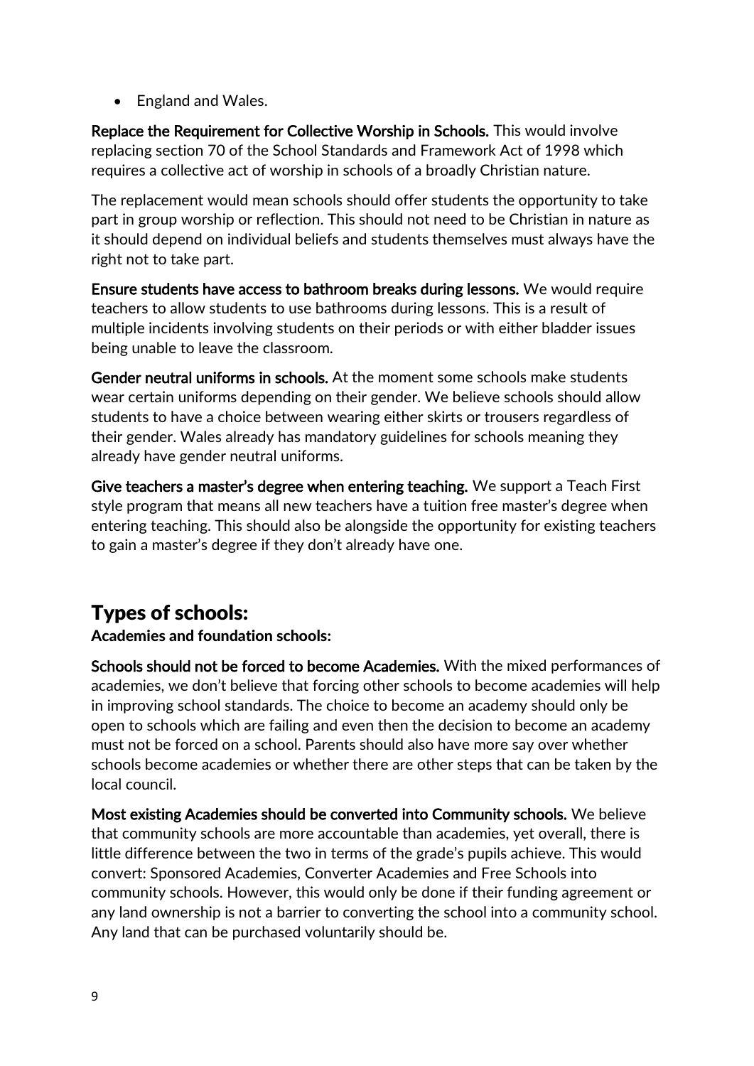- England and Wales.

**Replace the Requirement for Collective Worship in Schools.** This would involve replacing section 70 of the School Standards and Framework Act of 1998 which requires a collective act of worship in schools of a broadly Christian nature.

The replacement would mean schools should offer students the opportunity to take part in group worship or reflection. This should not need to be Christian in nature as it should depend on individual beliefs and students themselves must always have the right not to take part.

**Ensure students have access to bathroom breaks during lessons.** We would require teachers to allow students to use bathrooms during lessons. This is a result of multiple incidents involving students on their periods or with either bladder issues being unable to leave the classroom.

**Gender neutral uniforms in schools.** At the moment some schools make students wear certain uniforms depending on their gender. We believe schools should allow students to have a choice between wearing either skirts or trousers regardless of their gender. Wales already has mandatory guidelines for schools meaning they already have gender neutral uniforms.

**Give teachers a master's degree when entering teaching.** We support a Teach First style program that means all new teachers have a tuition free master's degree when entering teaching. This should also be alongside the opportunity for existing teachers to gain a master's degree if they don't already have one.

## Types of schools:

**Academies and foundation schools:**

**Schools should not be forced to become Academies.** With the mixed performances of academies, we don't believe that forcing other schools to become academies will help in improving school standards. The choice to become an academy should only be open to schools which are failing and even then the decision to become an academy must not be forced on a school. Parents should also have more say over whether schools become academies or whether there are other steps that can be taken by the local council.

**Most existing Academies should be converted into Community schools.** We believe that community schools are more accountable than academies, yet overall, there is little difference between the two in terms of the grade's pupils achieve. This would convert: Sponsored Academies, Converter Academies and Free Schools into community schools. However, this would only be done if their funding agreement or any land ownership is not a barrier to converting the school into a community school. Any land that can be purchased voluntarily should be.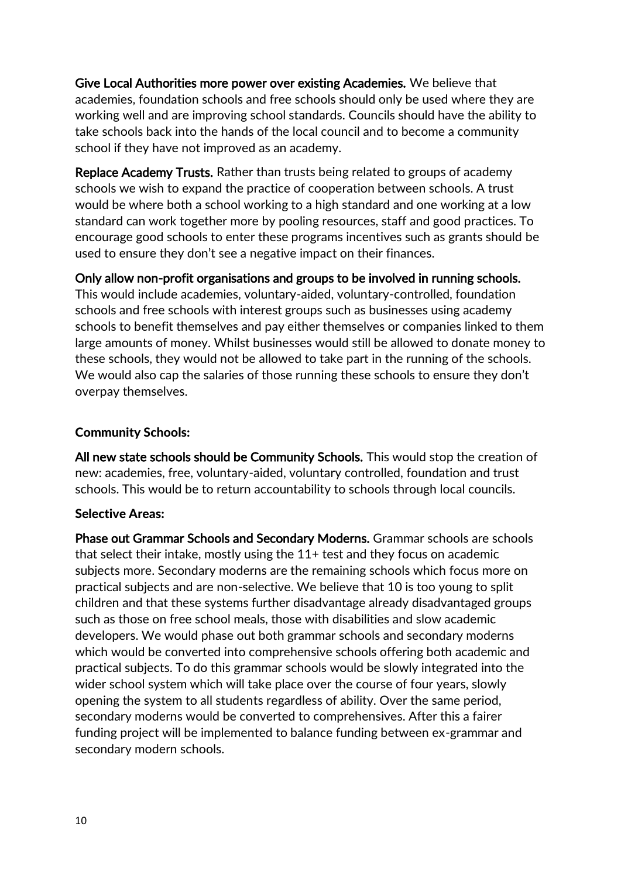**Give Local Authorities more power over existing Academies.** We believe that academies, foundation schools and free schools should only be used where they are working well and are improving school standards. Councils should have the ability to take schools back into the hands of the local council and to become a community school if they have not improved as an academy.

**Replace Academy Trusts.** Rather than trusts being related to groups of academy schools we wish to expand the practice of cooperation between schools. A trust would be where both a school working to a high standard and one working at a low standard can work together more by pooling resources, staff and good practices. To encourage good schools to enter these programs incentives such as grants should be used to ensure they don't see a negative impact on their finances.

**Only allow non-profit organisations and groups to be involved in running schools.** This would include academies, voluntary-aided, voluntary-controlled, foundation schools and free schools with interest groups such as businesses using academy schools to benefit themselves and pay either themselves or companies linked to them large amounts of money. Whilst businesses would still be allowed to donate money to these schools, they would not be allowed to take part in the running of the schools. We would also cap the salaries of those running these schools to ensure they don't overpay themselves.

### Community Schools:

**All new state schools should be Community Schools.** This would stop the creation of new: academies, free, voluntary-aided, voluntary controlled, foundation and trust schools. This would be to return accountability to schools through local councils.

### Selective Areas:

**Phase out Grammar Schools and Secondary Moderns.** Grammar schools are schools that select their intake, mostly using the 11+ test and they focus on academic subjects more. Secondary moderns are the remaining schools which focus more on practical subjects and are non-selective. We believe that 10 is too young to split children and that these systems further disadvantage already disadvantaged groups such as those on free school meals, those with disabilities and slow academic developers. We would phase out both grammar schools and secondary moderns which would be converted into comprehensive schools offering both academic and practical subjects. To do this grammar schools would be slowly integrated into the wider school system which will take place over the course of four years, slowly opening the system to all students regardless of ability. Over the same period, secondary moderns would be converted to comprehensives. After this a fairer funding project will be implemented to balance funding between ex-grammar and secondary modern schools.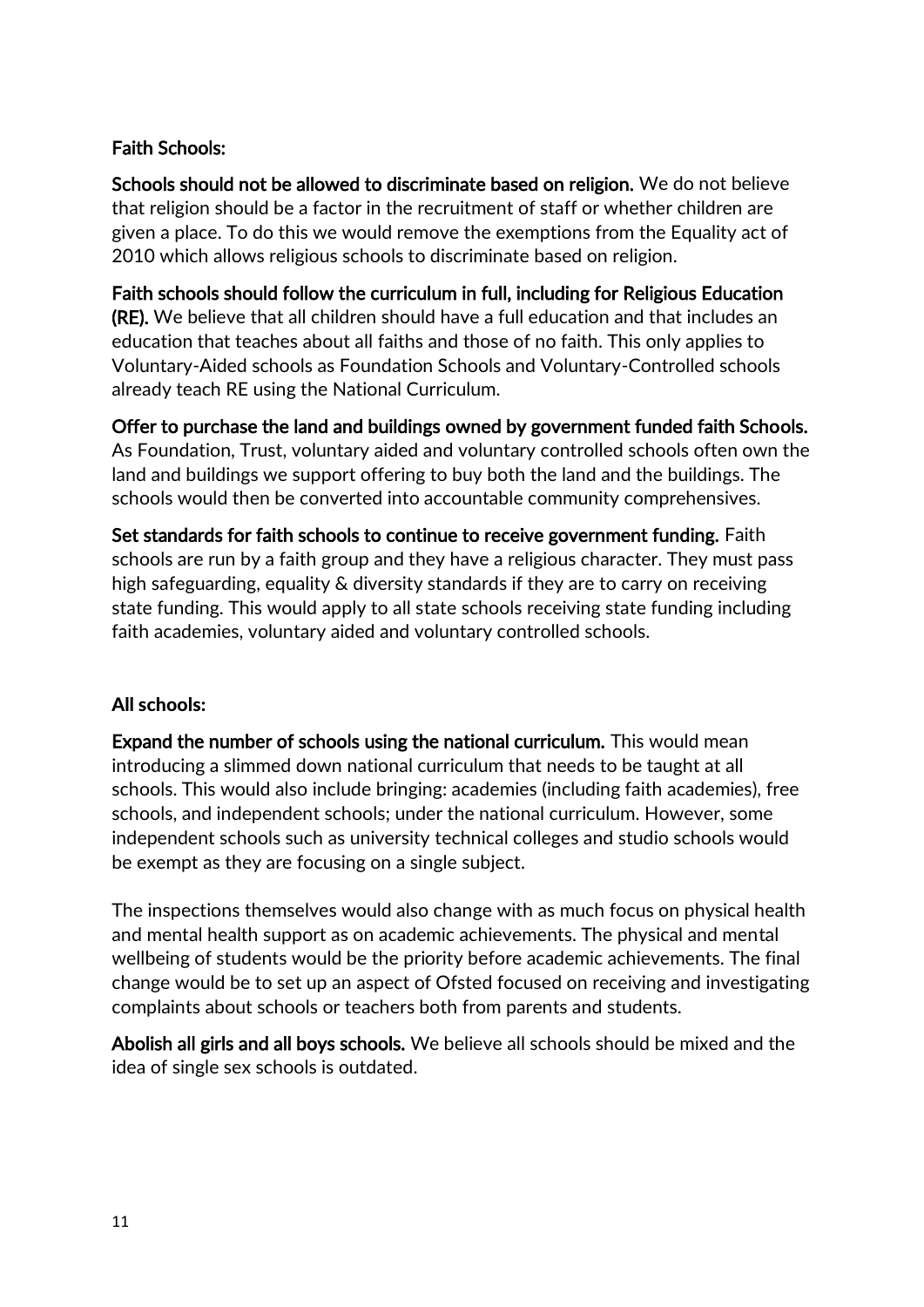**Faith Schools:**

**Schools should not be allowed to discriminate based on religion.** We do not believe that religion should be a factor in the recruitment of staff or whether children are given a place. To do this we would remove the exemptions from the Equality act of 2010 which allows religious schools to discriminate based on religion.

**Faith schools should follow the curriculum in full, including for Religious Education (RE).** We believe that all children should have a full education and that includes an education that teaches about all faiths and those of no faith. This only applies to Voluntary-Aided schools as Foundation Schools and Voluntary-Controlled schools already teach RE using the National Curriculum.

**Offer to purchase the land and buildings owned by government funded faith Schools.** As Foundation, Trust, voluntary aided and voluntary controlled schools often own the land and buildings we support offering to buy both the land and the buildings. The schools would then be converted into accountable community comprehensives.

**Set standards for faith schools to continue to receive government funding.** Faith schools are run by a faith group and they have a religious character. They must pass high safeguarding, equality & diversity standards if they are to carry on receiving state funding. This would apply to all state schools receiving state funding including faith academies, voluntary aided and voluntary controlled schools.

**All schools:**

**Expand the number of schools using the national curriculum.** This would mean introducing a slimmed down national curriculum that needs to be taught at all schools. This would also include bringing: academies (including faith academies), free schools, and independent schools; under the national curriculum. However, some independent schools such as university technical colleges and studio schools would be exempt as they are focusing on a single subject.

The inspections themselves would also change with as much focus on physical health and mental health support as on academic achievements. The physical and mental wellbeing of students would be the priority before academic achievements. The final change would be to set up an aspect of Ofsted focused on receiving and investigating complaints about schools or teachers both from parents and students.

**Abolish all girls and all boys schools.** We believe all schools should be mixed and the idea of single sex schools is outdated.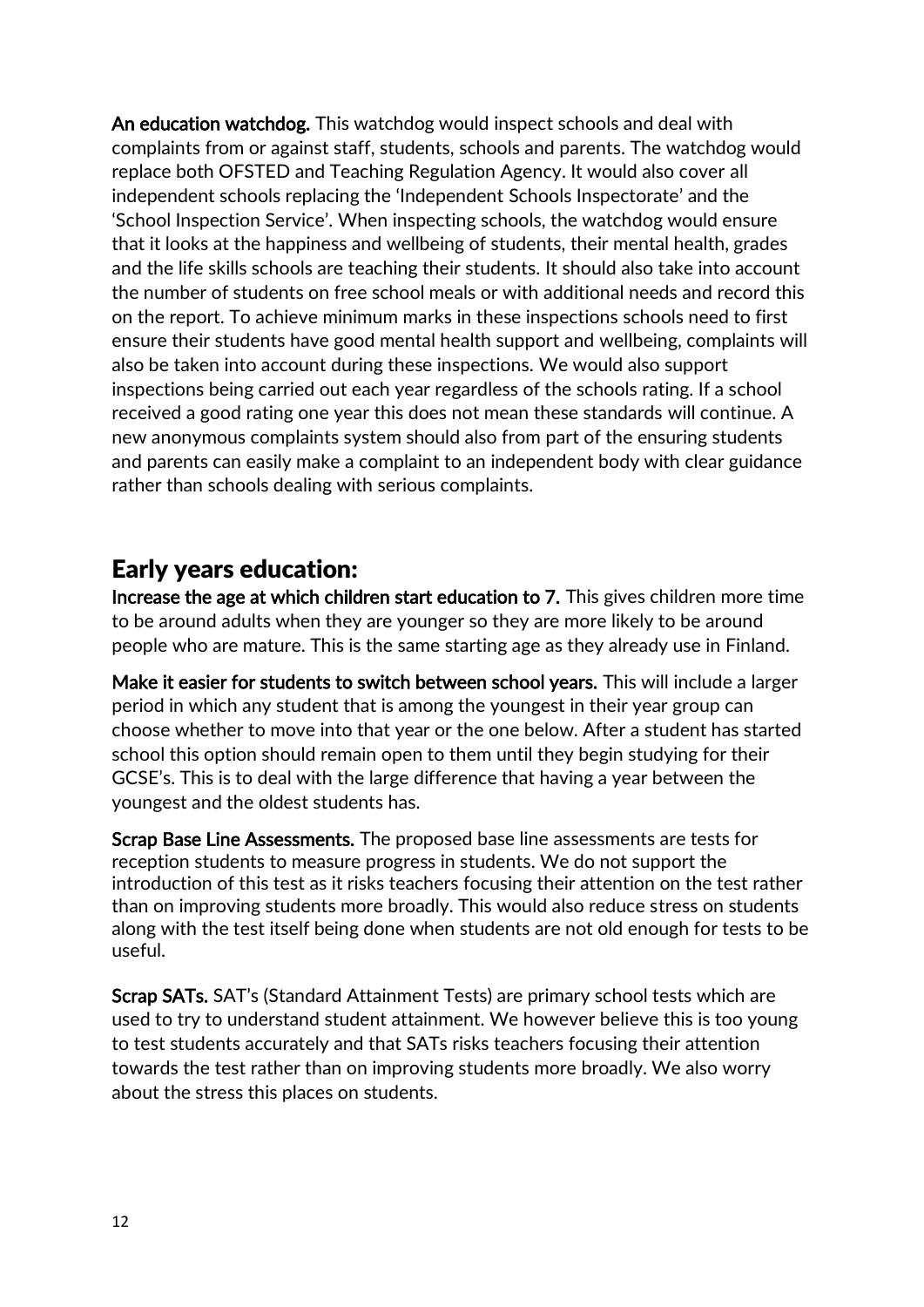**An education watchdog.** This watchdog would inspect schools and deal with complaints from or against staff, students, schools and parents. The watchdog would replace both OFSTED and Teaching Regulation Agency. It would also cover all independent schools replacing the 'Independent Schools Inspectorate' and the 'School Inspection Service'. When inspecting schools, the watchdog would ensure that it looks at the happiness and wellbeing of students, their mental health, grades and the life skills schools are teaching their students. It should also take into account the number of students on free school meals or with additional needs and record this on the report. To achieve minimum marks in these inspections schools need to first ensure their students have good mental health support and wellbeing, complaints will also be taken into account during these inspections. We would also support inspections being carried out each year regardless of the schools rating. If a school received a good rating one year this does not mean these standards will continue. A new anonymous complaints system should also from part of the ensuring students and parents can easily make a complaint to an independent body with clear guidance rather than schools dealing with serious complaints.

## Early years education:

**Increase the age at which children start education to 7.** This gives children more time to be around adults when they are younger so they are more likely to be around people who are mature. This is the same starting age as they already use in Finland.

**Make it easier for students to switch between school years.** This will include a larger period in which any student that is among the youngest in their year group can choose whether to move into that year or the one below. After a student has started school this option should remain open to them until they begin studying for their GCSE's. This is to deal with the large difference that having a year between the youngest and the oldest students has.

**Scrap Base Line Assessments.** The proposed base line assessments are tests for reception students to measure progress in students. We do not support the introduction of this test as it risks teachers focusing their attention on the test rather than on improving students more broadly. This would also reduce stress on students along with the test itself being done when students are not old enough for tests to be useful.

**Scrap SATs.** SAT's (Standard Attainment Tests) are primary school tests which are used to try to understand student attainment. We however believe this is too young to test students accurately and that SATs risks teachers focusing their attention towards the test rather than on improving students more broadly. We also worry about the stress this places on students.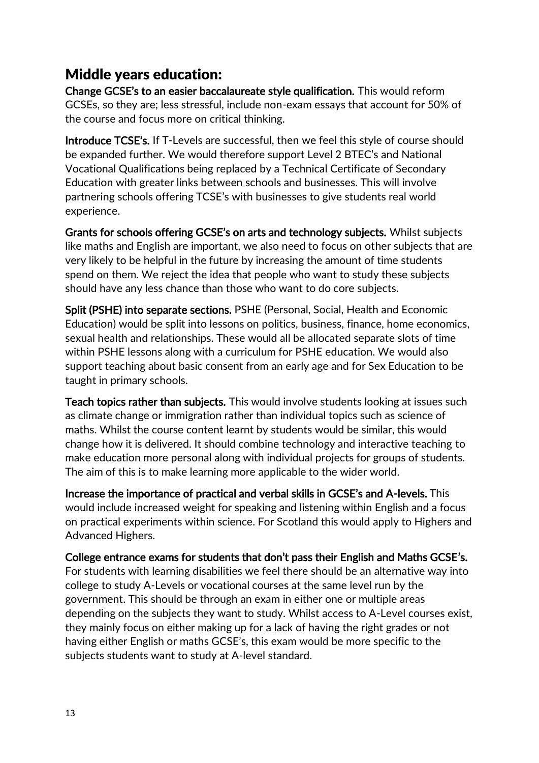## Middle years education:

**Change GCSE's to an easier baccalaureate style qualification.** This would reform GCSEs, so they are; less stressful, include non-exam essays that account for 50% of the course and focus more on critical thinking.

**Introduce TCSE's.** If T-Levels are successful, then we feel this style of course should be expanded further. We would therefore support Level 2 BTEC's and National Vocational Qualifications being replaced by a Technical Certificate of Secondary Education with greater links between schools and businesses. This will involve partnering schools offering TCSE's with businesses to give students real world experience.

**Grants for schools offering GCSE's on arts and technology subjects.** Whilst subjects like maths and English are important, we also need to focus on other subjects that are very likely to be helpful in the future by increasing the amount of time students spend on them. We reject the idea that people who want to study these subjects should have any less chance than those who want to do core subjects.

**Split (PSHE) into separate sections.** PSHE (Personal, Social, Health and Economic Education) would be split into lessons on politics, business, finance, home economics, sexual health and relationships. These would all be allocated separate slots of time within PSHE lessons along with a curriculum for PSHE education. We would also support teaching about basic consent from an early age and for Sex Education to be taught in primary schools.

**Teach topics rather than subjects.** This would involve students looking at issues such as climate change or immigration rather than individual topics such as science of maths. Whilst the course content learnt by students would be similar, this would change how it is delivered. It should combine technology and interactive teaching to make education more personal along with individual projects for groups of students. The aim of this is to make learning more applicable to the wider world.

**Increase the importance of practical and verbal skills in GCSE's and A-levels.** This would include increased weight for speaking and listening within English and a focus on practical experiments within science. For Scotland this would apply to Highers and Advanced Highers.

**College entrance exams for students that don't pass their English and Maths GCSE's.** For students with learning disabilities we feel there should be an alternative way into college to study A-Levels or vocational courses at the same level run by the government. This should be through an exam in either one or multiple areas depending on the subjects they want to study. Whilst access to A-Level courses exist, they mainly focus on either making up for a lack of having the right grades or not having either English or maths GCSE's, this exam would be more specific to the subjects students want to study at A-level standard.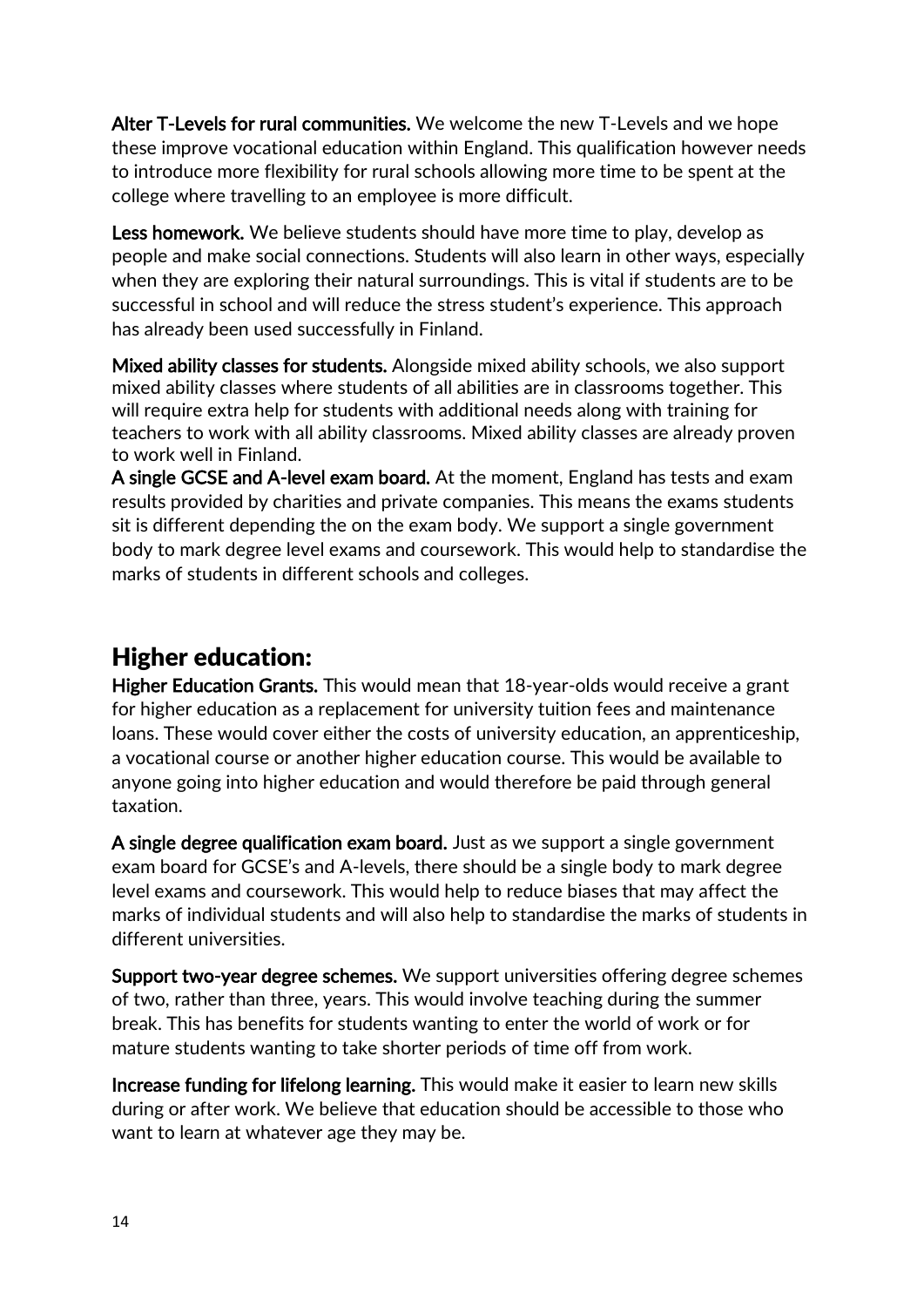**Alter T-Levels for rural communities.** We welcome the new T-Levels and we hope these improve vocational education within England. This qualification however needs to introduce more flexibility for rural schools allowing more time to be spent at the college where travelling to an employee is more difficult.

**Less homework.** We believe students should have more time to play, develop as people and make social connections. Students will also learn in other ways, especially when they are exploring their natural surroundings. This is vital if students are to be successful in school and will reduce the stress student's experience. This approach has already been used successfully in Finland.

**Mixed ability classes for students.** Alongside mixed ability schools, we also support mixed ability classes where students of all abilities are in classrooms together. This will require extra help for students with additional needs along with training for teachers to work with all ability classrooms. Mixed ability classes are already proven to work well in Finland.

**A single GCSE and A-level exam board.** At the moment, England has tests and exam results provided by charities and private companies. This means the exams students sit is different depending the on the exam body. We support a single government body to mark degree level exams and coursework. This would help to standardise the marks of students in different schools and colleges.

## Higher education:

**Higher Education Grants.** This would mean that 18-year-olds would receive a grant for higher education as a replacement for university tuition fees and maintenance loans. These would cover either the costs of university education, an apprenticeship, a vocational course or another higher education course. This would be available to anyone going into higher education and would therefore be paid through general taxation.

**A single degree qualification exam board.** Just as we support a single government exam board for GCSE's and A-levels, there should be a single body to mark degree level exams and coursework. This would help to reduce biases that may affect the marks of individual students and will also help to standardise the marks of students in different universities.

**Support two-year degree schemes.** We support universities offering degree schemes of two, rather than three, years. This would involve teaching during the summer break. This has benefits for students wanting to enter the world of work or for mature students wanting to take shorter periods of time off from work.

**Increase funding for lifelong learning.** This would make it easier to learn new skills during or after work. We believe that education should be accessible to those who want to learn at whatever age they may be.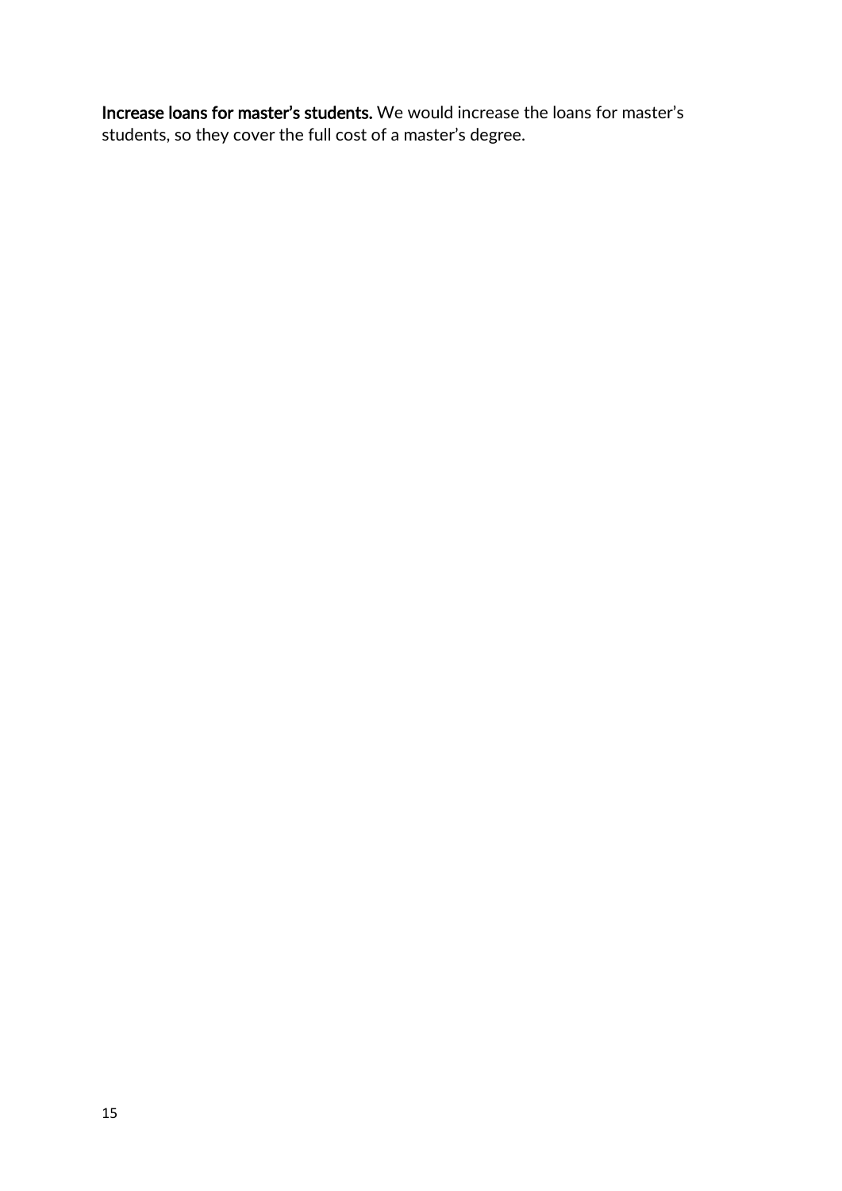**Increase loans for master's students.** We would increase the loans for master's students, so they cover the full cost of a master's degree.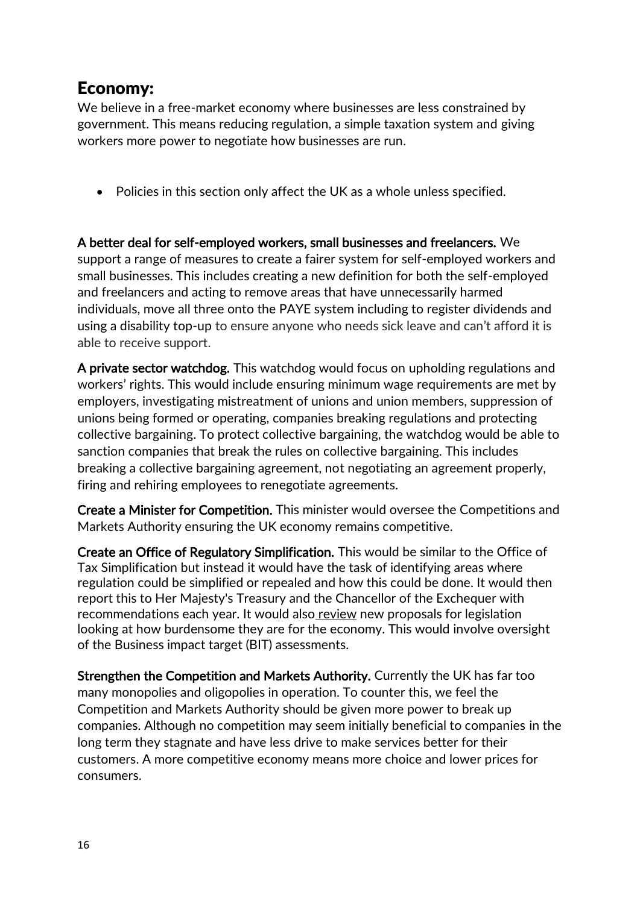## Economy:

We believe in a free-market economy where businesses are less constrained by government. This means reducing regulation, a simple taxation system and giving workers more power to negotiate how businesses are run.

- Policies in this section only affect the UK as a whole unless specified.

**A better deal for self-employed workers, small businesses and freelancers.** We support a range of measures to create a fairer system for self-employed workers and small businesses. This includes creating a new definition for both the self-employed and freelancers and acting to remove areas that have unnecessarily harmed individuals, move all three onto the PAYE system including to register dividends and using a disability top-up to ensure anyone who needs sick leave and can't afford it is able to receive support.

**A private sector watchdog.** This watchdog would focus on upholding regulations and workers' rights. This would include ensuring minimum wage requirements are met by employers, investigating mistreatment of unions and union members, suppression of unions being formed or operating, companies breaking regulations and protecting collective bargaining. To protect collective bargaining, the watchdog would be able to sanction companies that break the rules on collective bargaining. This includes breaking a collective bargaining agreement, not negotiating an agreement properly, firing and rehiring employees to renegotiate agreements.

**Create a Minister for Competition.** This minister would oversee the Competitions and Markets Authority ensuring the UK economy remains competitive.

**Create an Office of Regulatory Simplification.** This would be similar to the Office of Tax Simplification but instead it would have the task of identifying areas where regulation could be simplified or repealed and how this could be done. It would then report this to Her Majesty's Treasury and the Chancellor of the Exchequer with recommendations each year. It would also review new proposals for legislation looking at how burdensome they are for the economy. This would involve oversight of the Business impact target (BIT) assessments.

**Strengthen the Competition and Markets Authority.** Currently the UK has far too many monopolies and oligopolies in operation. To counter this, we feel the Competition and Markets Authority should be given more power to break up companies. Although no competition may seem initially beneficial to companies in the long term they stagnate and have less drive to make services better for their customers. A more competitive economy means more choice and lower prices for consumers.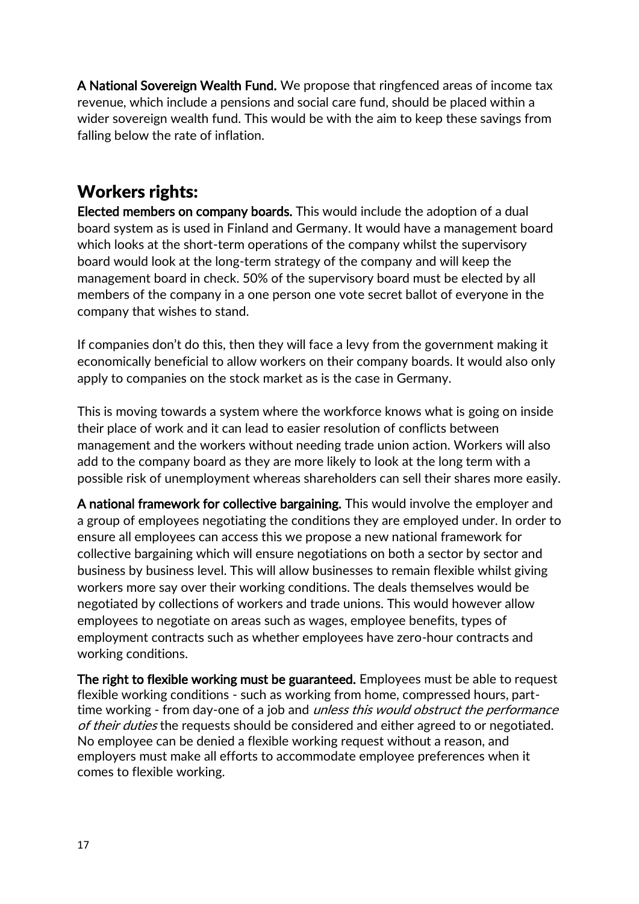**A National Sovereign Wealth Fund.** We propose that ringfenced areas of income tax revenue, which include a pensions and social care fund, should be placed within a wider sovereign wealth fund. This would be with the aim to keep these savings from falling below the rate of inflation.

## Workers rights:

**Elected members on company boards.** This would include the adoption of a dual board system as is used in Finland and Germany. It would have a management board which looks at the short-term operations of the company whilst the supervisory board would look at the long-term strategy of the company and will keep the management board in check. 50% of the supervisory board must be elected by all members of the company in a one person one vote secret ballot of everyone in the company that wishes to stand.

If companies don't do this, then they will face a levy from the government making it economically beneficial to allow workers on their company boards. It would also only apply to companies on the stock market as is the case in Germany.

This is moving towards a system where the workforce knows what is going on inside their place of work and it can lead to easier resolution of conflicts between management and the workers without needing trade union action. Workers will also add to the company board as they are more likely to look at the long term with a possible risk of unemployment whereas shareholders can sell their shares more easily.

**A national framework for collective bargaining.** This would involve the employer and a group of employees negotiating the conditions they are employed under. In order to ensure all employees can access this we propose a new national framework for collective bargaining which will ensure negotiations on both a sector by sector and business by business level. This will allow businesses to remain flexible whilst giving workers more say over their working conditions. The deals themselves would be negotiated by collections of workers and trade unions. This would however allow employees to negotiate on areas such as wages, employee benefits, types of employment contracts such as whether employees have zero-hour contracts and working conditions.

**The right to flexible working must be guaranteed.** Employees must be able to request flexible working conditions - such as working from home, compressed hours, part-time working - from day-one of a job and *unless this would obstruct the performance of their duties* the requests should be considered and either agreed to or negotiated. No employee can be denied a flexible working request without a reason, and employers must make all efforts to accommodate employee preferences when it comes to flexible working.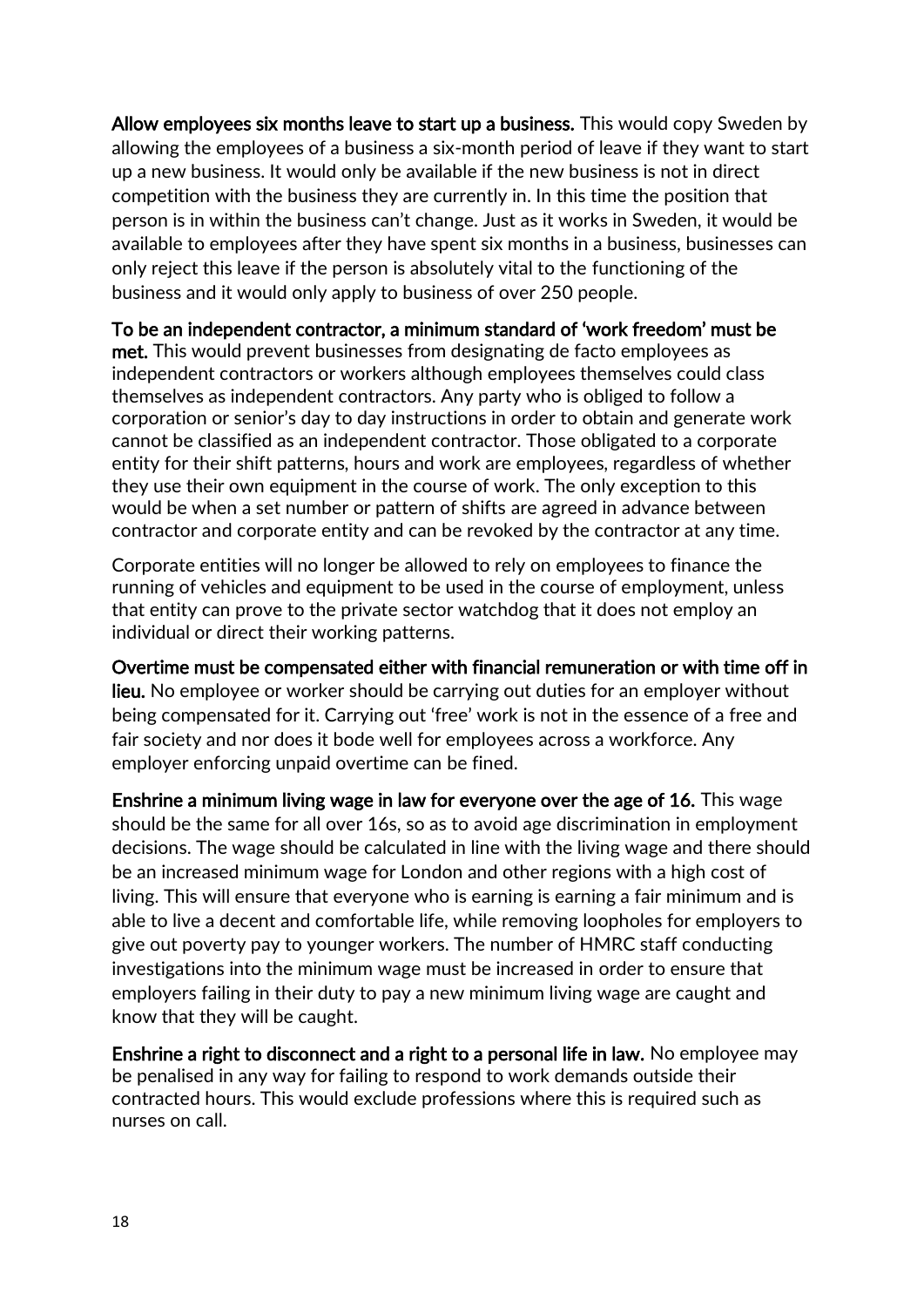**Allow employees six months leave to start up a business.** This would copy Sweden by allowing the employees of a business a six-month period of leave if they want to start up a new business. It would only be available if the new business is not in direct competition with the business they are currently in. In this time the position that person is in within the business can't change. Just as it works in Sweden, it would be available to employees after they have spent six months in a business, businesses can only reject this leave if the person is absolutely vital to the functioning of the business and it would only apply to business of over 250 people.

**To be an independent contractor, a minimum standard of 'work freedom' must be met.** This would prevent businesses from designating de facto employees as independent contractors or workers although employees themselves could class themselves as independent contractors. Any party who is obliged to follow a corporation or senior's day to day instructions in order to obtain and generate work cannot be classified as an independent contractor. Those obligated to a corporate entity for their shift patterns, hours and work are employees, regardless of whether they use their own equipment in the course of work. The only exception to this would be when a set number or pattern of shifts are agreed in advance between contractor and corporate entity and can be revoked by the contractor at any time.

Corporate entities will no longer be allowed to rely on employees to finance the running of vehicles and equipment to be used in the course of employment, unless that entity can prove to the private sector watchdog that it does not employ an individual or direct their working patterns.

**Overtime must be compensated either with financial remuneration or with time off in lieu.** No employee or worker should be carrying out duties for an employer without being compensated for it. Carrying out 'free' work is not in the essence of a free and fair society and nor does it bode well for employees across a workforce. Any employer enforcing unpaid overtime can be fined.

**Enshrine a minimum living wage in law for everyone over the age of 16.** This wage should be the same for all over 16s, so as to avoid age discrimination in employment decisions. The wage should be calculated in line with the living wage and there should be an increased minimum wage for London and other regions with a high cost of living. This will ensure that everyone who is earning is earning a fair minimum and is able to live a decent and comfortable life, while removing loopholes for employers to give out poverty pay to younger workers. The number of HMRC staff conducting investigations into the minimum wage must be increased in order to ensure that employers failing in their duty to pay a new minimum living wage are caught and know that they will be caught.

**Enshrine a right to disconnect and a right to a personal life in law.** No employee may be penalised in any way for failing to respond to work demands outside their contracted hours. This would exclude professions where this is required such as nurses on call.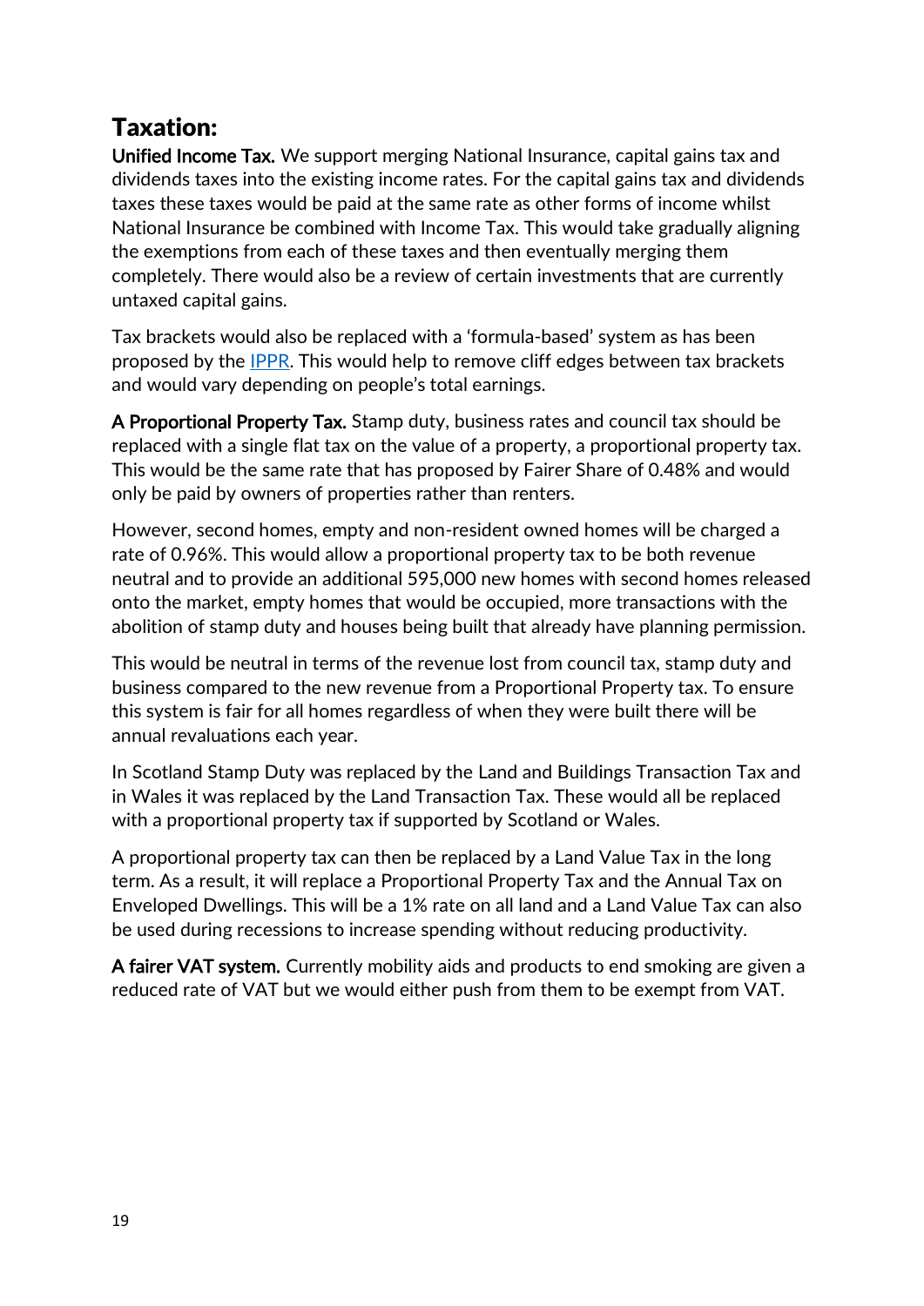## Taxation:

**Unified Income Tax.** We support merging National Insurance, capital gains tax and dividends taxes into the existing income rates. For the capital gains tax and dividends taxes these taxes would be paid at the same rate as other forms of income whilst National Insurance be combined with Income Tax. This would take gradually aligning the exemptions from each of these taxes and then eventually merging them completely. There would also be a review of certain investments that are currently untaxed capital gains.

Tax brackets would also be replaced with a 'formula-based' system as has been proposed by the IPPR. This would help to remove cliff edges between tax brackets and would vary depending on people's total earnings.

**A Proportional Property Tax.** Stamp duty, business rates and council tax should be replaced with a single flat tax on the value of a property, a proportional property tax. This would be the same rate that has proposed by Fairer Share of 0.48% and would only be paid by owners of properties rather than renters.

However, second homes, empty and non-resident owned homes will be charged a rate of 0.96%. This would allow a proportional property tax to be both revenue neutral and to provide an additional 595,000 new homes with second homes released onto the market, empty homes that would be occupied, more transactions with the abolition of stamp duty and houses being built that already have planning permission.

This would be neutral in terms of the revenue lost from council tax, stamp duty and business compared to the new revenue from a Proportional Property tax. To ensure this system is fair for all homes regardless of when they were built there will be annual revaluations each year.

In Scotland Stamp Duty was replaced by the Land and Buildings Transaction Tax and in Wales it was replaced by the Land Transaction Tax. These would all be replaced with a proportional property tax if supported by Scotland or Wales.

A proportional property tax can then be replaced by a Land Value Tax in the long term. As a result, it will replace a Proportional Property Tax and the Annual Tax on Enveloped Dwellings. This will be a 1% rate on all land and a Land Value Tax can also be used during recessions to increase spending without reducing productivity.

**A fairer VAT system.** Currently mobility aids and products to end smoking are given a reduced rate of VAT but we would either push from them to be exempt from VAT.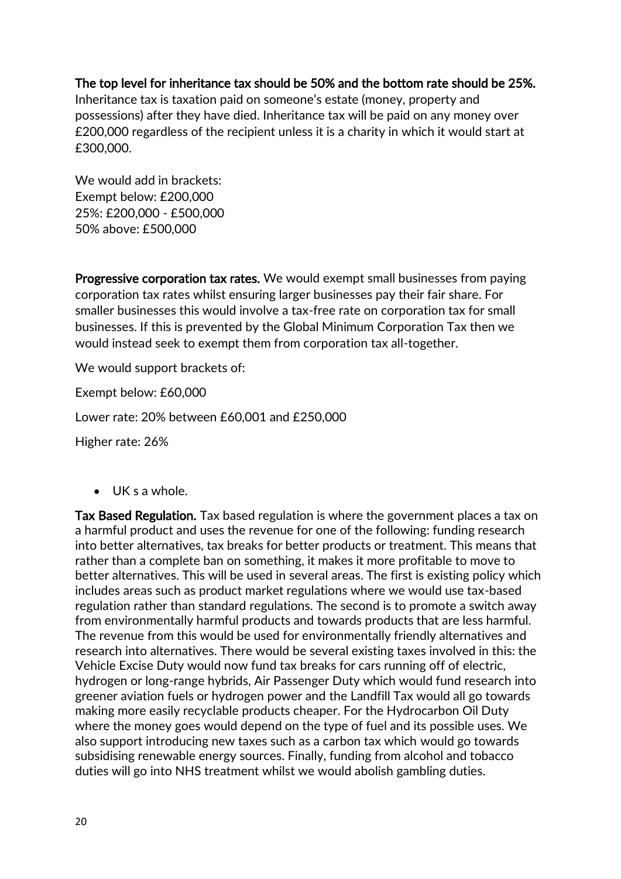**The top level for inheritance tax should be 50% and the bottom rate should be 25%.** Inheritance tax is taxation paid on someone's estate (money, property and possessions) after they have died. Inheritance tax will be paid on any money over £200,000 regardless of the recipient unless it is a charity in which it would start at £300,000.

We would add in brackets:
Exempt below: £200,000
25%: £200,000 - £500,000
50% above: £500,000

**Progressive corporation tax rates.** We would exempt small businesses from paying corporation tax rates whilst ensuring larger businesses pay their fair share. For smaller businesses this would involve a tax-free rate on corporation tax for small businesses. If this is prevented by the Global Minimum Corporation Tax then we would instead seek to exempt them from corporation tax all-together.

We would support brackets of:

Exempt below: £60,000

Lower rate: 20% between £60,001 and £250,000

Higher rate: 26%

- UK s a whole.

**Tax Based Regulation.** Tax based regulation is where the government places a tax on a harmful product and uses the revenue for one of the following: funding research into better alternatives, tax breaks for better products or treatment. This means that rather than a complete ban on something, it makes it more profitable to move to better alternatives. This will be used in several areas. The first is existing policy which includes areas such as product market regulations where we would use tax-based regulation rather than standard regulations. The second is to promote a switch away from environmentally harmful products and towards products that are less harmful. The revenue from this would be used for environmentally friendly alternatives and research into alternatives. There would be several existing taxes involved in this: the Vehicle Excise Duty would now fund tax breaks for cars running off of electric, hydrogen or long-range hybrids, Air Passenger Duty which would fund research into greener aviation fuels or hydrogen power and the Landfill Tax would all go towards making more easily recyclable products cheaper. For the Hydrocarbon Oil Duty where the money goes would depend on the type of fuel and its possible uses. We also support introducing new taxes such as a carbon tax which would go towards subsidising renewable energy sources. Finally, funding from alcohol and tobacco duties will go into NHS treatment whilst we would abolish gambling duties.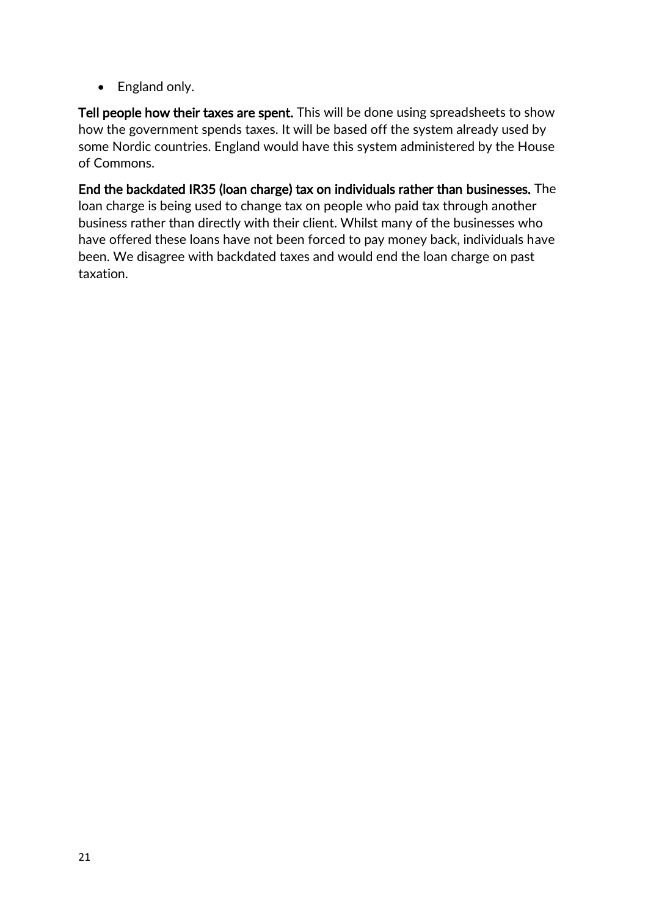- England only.

**Tell people how their taxes are spent.** This will be done using spreadsheets to show how the government spends taxes. It will be based off the system already used by some Nordic countries. England would have this system administered by the House of Commons.

**End the backdated IR35 (loan charge) tax on individuals rather than businesses.** The loan charge is being used to change tax on people who paid tax through another business rather than directly with their client. Whilst many of the businesses who have offered these loans have not been forced to pay money back, individuals have been. We disagree with backdated taxes and would end the loan charge on past taxation.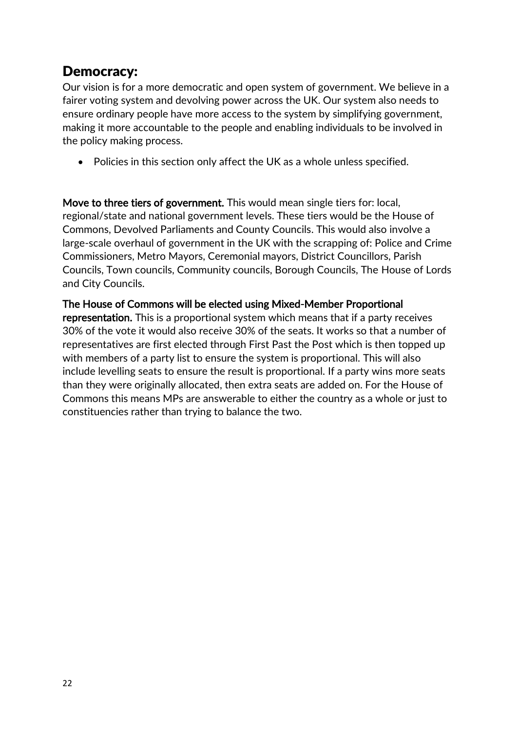## Democracy:

Our vision is for a more democratic and open system of government. We believe in a fairer voting system and devolving power across the UK. Our system also needs to ensure ordinary people have more access to the system by simplifying government, making it more accountable to the people and enabling individuals to be involved in the policy making process.

- Policies in this section only affect the UK as a whole unless specified.

**Move to three tiers of government.** This would mean single tiers for: local, regional/state and national government levels. These tiers would be the House of Commons, Devolved Parliaments and County Councils. This would also involve a large-scale overhaul of government in the UK with the scrapping of: Police and Crime Commissioners, Metro Mayors, Ceremonial mayors, District Councillors, Parish Councils, Town councils, Community councils, Borough Councils, The House of Lords and City Councils.

**The House of Commons will be elected using Mixed-Member Proportional representation.** This is a proportional system which means that if a party receives 30% of the vote it would also receive 30% of the seats. It works so that a number of representatives are first elected through First Past the Post which is then topped up with members of a party list to ensure the system is proportional. This will also include levelling seats to ensure the result is proportional. If a party wins more seats than they were originally allocated, then extra seats are added on. For the House of Commons this means MPs are answerable to either the country as a whole or just to constituencies rather than trying to balance the two.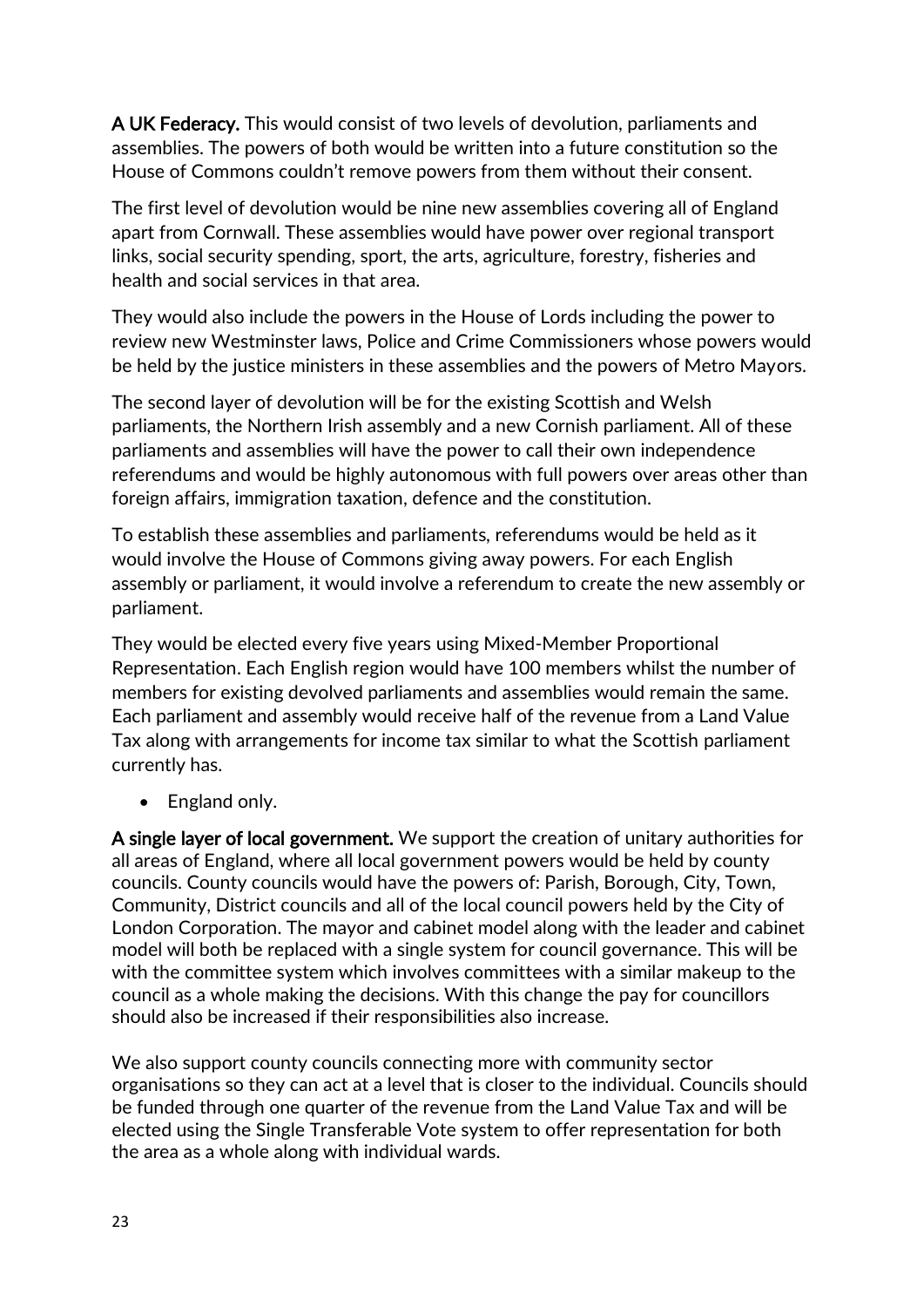**A UK Federacy.** This would consist of two levels of devolution, parliaments and assemblies. The powers of both would be written into a future constitution so the House of Commons couldn't remove powers from them without their consent.

The first level of devolution would be nine new assemblies covering all of England apart from Cornwall. These assemblies would have power over regional transport links, social security spending, sport, the arts, agriculture, forestry, fisheries and health and social services in that area.

They would also include the powers in the House of Lords including the power to review new Westminster laws, Police and Crime Commissioners whose powers would be held by the justice ministers in these assemblies and the powers of Metro Mayors.

The second layer of devolution will be for the existing Scottish and Welsh parliaments, the Northern Irish assembly and a new Cornish parliament. All of these parliaments and assemblies will have the power to call their own independence referendums and would be highly autonomous with full powers over areas other than foreign affairs, immigration taxation, defence and the constitution.

To establish these assemblies and parliaments, referendums would be held as it would involve the House of Commons giving away powers. For each English assembly or parliament, it would involve a referendum to create the new assembly or parliament.

They would be elected every five years using Mixed-Member Proportional Representation. Each English region would have 100 members whilst the number of members for existing devolved parliaments and assemblies would remain the same. Each parliament and assembly would receive half of the revenue from a Land Value Tax along with arrangements for income tax similar to what the Scottish parliament currently has.

- England only.

**A single layer of local government.** We support the creation of unitary authorities for all areas of England, where all local government powers would be held by county councils. County councils would have the powers of: Parish, Borough, City, Town, Community, District councils and all of the local council powers held by the City of London Corporation. The mayor and cabinet model along with the leader and cabinet model will both be replaced with a single system for council governance. This will be with the committee system which involves committees with a similar makeup to the council as a whole making the decisions. With this change the pay for councillors should also be increased if their responsibilities also increase.

We also support county councils connecting more with community sector organisations so they can act at a level that is closer to the individual. Councils should be funded through one quarter of the revenue from the Land Value Tax and will be elected using the Single Transferable Vote system to offer representation for both the area as a whole along with individual wards.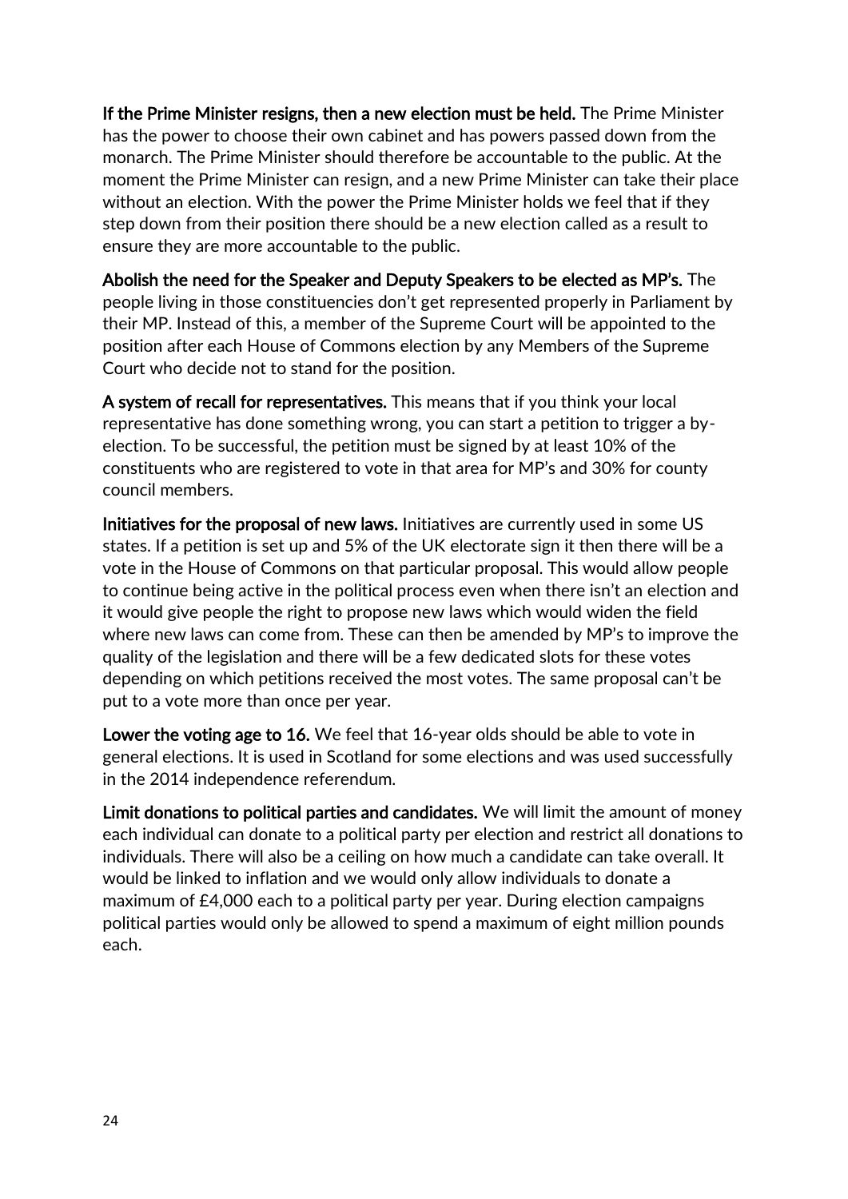**If the Prime Minister resigns, then a new election must be held.** The Prime Minister has the power to choose their own cabinet and has powers passed down from the monarch. The Prime Minister should therefore be accountable to the public. At the moment the Prime Minister can resign, and a new Prime Minister can take their place without an election. With the power the Prime Minister holds we feel that if they step down from their position there should be a new election called as a result to ensure they are more accountable to the public.

**Abolish the need for the Speaker and Deputy Speakers to be elected as MP's.** The people living in those constituencies don't get represented properly in Parliament by their MP. Instead of this, a member of the Supreme Court will be appointed to the position after each House of Commons election by any Members of the Supreme Court who decide not to stand for the position.

**A system of recall for representatives.** This means that if you think your local representative has done something wrong, you can start a petition to trigger a by-election. To be successful, the petition must be signed by at least 10% of the constituents who are registered to vote in that area for MP's and 30% for county council members.

**Initiatives for the proposal of new laws.** Initiatives are currently used in some US states. If a petition is set up and 5% of the UK electorate sign it then there will be a vote in the House of Commons on that particular proposal. This would allow people to continue being active in the political process even when there isn't an election and it would give people the right to propose new laws which would widen the field where new laws can come from. These can then be amended by MP's to improve the quality of the legislation and there will be a few dedicated slots for these votes depending on which petitions received the most votes. The same proposal can't be put to a vote more than once per year.

**Lower the voting age to 16.** We feel that 16-year olds should be able to vote in general elections. It is used in Scotland for some elections and was used successfully in the 2014 independence referendum.

**Limit donations to political parties and candidates.** We will limit the amount of money each individual can donate to a political party per election and restrict all donations to individuals. There will also be a ceiling on how much a candidate can take overall. It would be linked to inflation and we would only allow individuals to donate a maximum of £4,000 each to a political party per year. During election campaigns political parties would only be allowed to spend a maximum of eight million pounds each.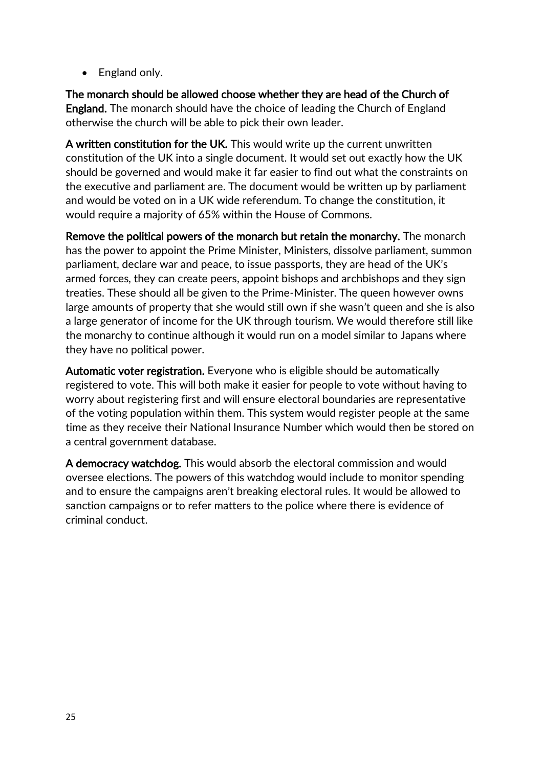- England only.

**The monarch should be allowed choose whether they are head of the Church of England.** The monarch should have the choice of leading the Church of England otherwise the church will be able to pick their own leader.

**A written constitution for the UK.** This would write up the current unwritten constitution of the UK into a single document. It would set out exactly how the UK should be governed and would make it far easier to find out what the constraints on the executive and parliament are. The document would be written up by parliament and would be voted on in a UK wide referendum. To change the constitution, it would require a majority of 65% within the House of Commons.

**Remove the political powers of the monarch but retain the monarchy.** The monarch has the power to appoint the Prime Minister, Ministers, dissolve parliament, summon parliament, declare war and peace, to issue passports, they are head of the UK's armed forces, they can create peers, appoint bishops and archbishops and they sign treaties. These should all be given to the Prime-Minister. The queen however owns large amounts of property that she would still own if she wasn't queen and she is also a large generator of income for the UK through tourism. We would therefore still like the monarchy to continue although it would run on a model similar to Japans where they have no political power.

**Automatic voter registration.** Everyone who is eligible should be automatically registered to vote. This will both make it easier for people to vote without having to worry about registering first and will ensure electoral boundaries are representative of the voting population within them. This system would register people at the same time as they receive their National Insurance Number which would then be stored on a central government database.

**A democracy watchdog.** This would absorb the electoral commission and would oversee elections. The powers of this watchdog would include to monitor spending and to ensure the campaigns aren't breaking electoral rules. It would be allowed to sanction campaigns or to refer matters to the police where there is evidence of criminal conduct.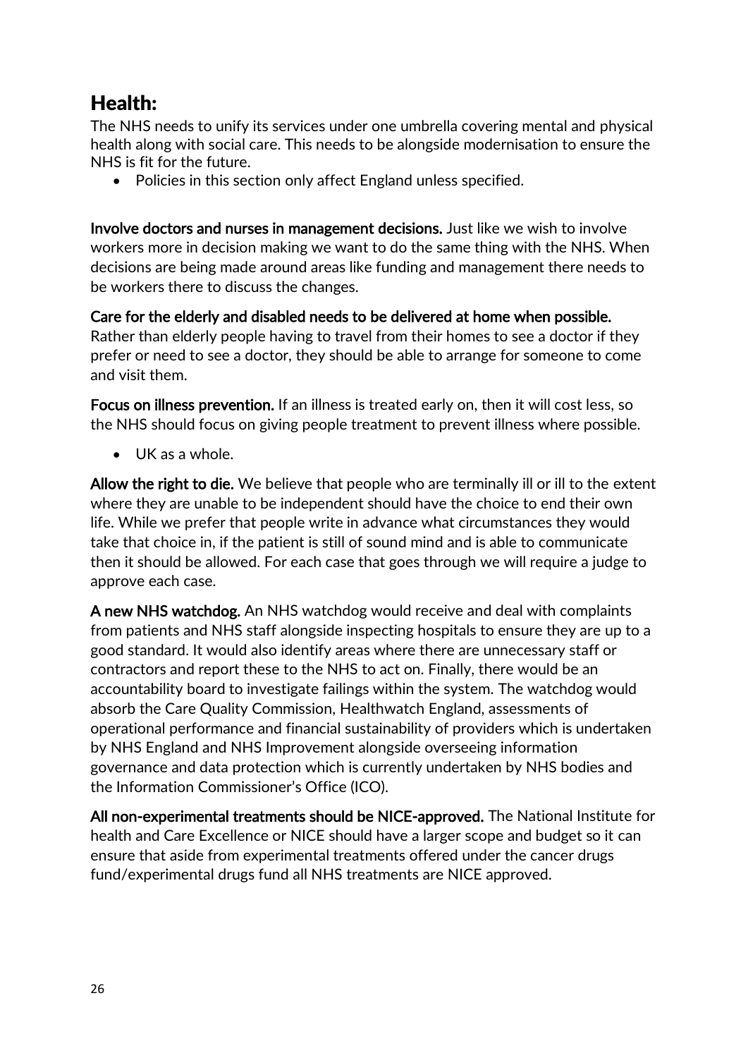## Health:

The NHS needs to unify its services under one umbrella covering mental and physical health along with social care. This needs to be alongside modernisation to ensure the NHS is fit for the future.

- Policies in this section only affect England unless specified.

**Involve doctors and nurses in management decisions.** Just like we wish to involve workers more in decision making we want to do the same thing with the NHS. When decisions are being made around areas like funding and management there needs to be workers there to discuss the changes.

**Care for the elderly and disabled needs to be delivered at home when possible.** Rather than elderly people having to travel from their homes to see a doctor if they prefer or need to see a doctor, they should be able to arrange for someone to come and visit them.

**Focus on illness prevention.** If an illness is treated early on, then it will cost less, so the NHS should focus on giving people treatment to prevent illness where possible.

- UK as a whole.

**Allow the right to die.** We believe that people who are terminally ill or ill to the extent where they are unable to be independent should have the choice to end their own life. While we prefer that people write in advance what circumstances they would take that choice in, if the patient is still of sound mind and is able to communicate then it should be allowed. For each case that goes through we will require a judge to approve each case.

**A new NHS watchdog.** An NHS watchdog would receive and deal with complaints from patients and NHS staff alongside inspecting hospitals to ensure they are up to a good standard. It would also identify areas where there are unnecessary staff or contractors and report these to the NHS to act on. Finally, there would be an accountability board to investigate failings within the system. The watchdog would absorb the Care Quality Commission, Healthwatch England, assessments of operational performance and financial sustainability of providers which is undertaken by NHS England and NHS Improvement alongside overseeing information governance and data protection which is currently undertaken by NHS bodies and the Information Commissioner's Office (ICO).

**All non-experimental treatments should be NICE-approved.** The National Institute for health and Care Excellence or NICE should have a larger scope and budget so it can ensure that aside from experimental treatments offered under the cancer drugs fund/experimental drugs fund all NHS treatments are NICE approved.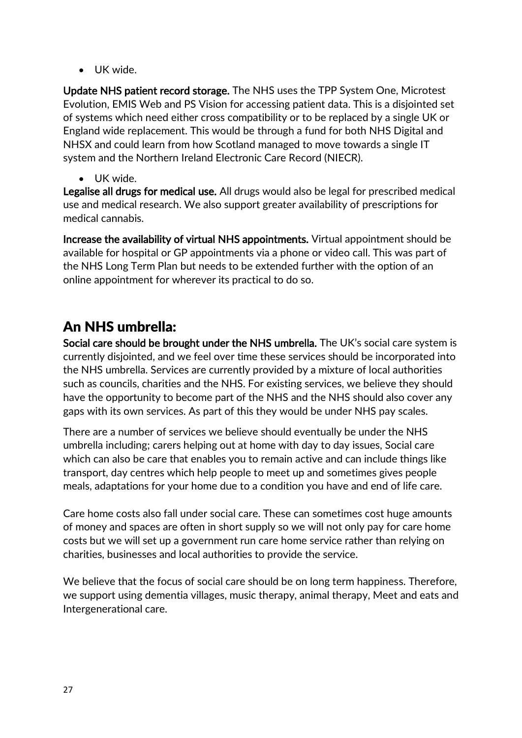- UK wide.

**Update NHS patient record storage.** The NHS uses the TPP System One, Microtest Evolution, EMIS Web and PS Vision for accessing patient data. This is a disjointed set of systems which need either cross compatibility or to be replaced by a single UK or England wide replacement. This would be through a fund for both NHS Digital and NHSX and could learn from how Scotland managed to move towards a single IT system and the Northern Ireland Electronic Care Record (NIECR).

- UK wide.

**Legalise all drugs for medical use.** All drugs would also be legal for prescribed medical use and medical research. We also support greater availability of prescriptions for medical cannabis.

**Increase the availability of virtual NHS appointments.** Virtual appointment should be available for hospital or GP appointments via a phone or video call. This was part of the NHS Long Term Plan but needs to be extended further with the option of an online appointment for wherever its practical to do so.

## An NHS umbrella:

**Social care should be brought under the NHS umbrella.** The UK's social care system is currently disjointed, and we feel over time these services should be incorporated into the NHS umbrella. Services are currently provided by a mixture of local authorities such as councils, charities and the NHS. For existing services, we believe they should have the opportunity to become part of the NHS and the NHS should also cover any gaps with its own services. As part of this they would be under NHS pay scales.

There are a number of services we believe should eventually be under the NHS umbrella including; carers helping out at home with day to day issues, Social care which can also be care that enables you to remain active and can include things like transport, day centres which help people to meet up and sometimes gives people meals, adaptations for your home due to a condition you have and end of life care.

Care home costs also fall under social care. These can sometimes cost huge amounts of money and spaces are often in short supply so we will not only pay for care home costs but we will set up a government run care home service rather than relying on charities, businesses and local authorities to provide the service.

We believe that the focus of social care should be on long term happiness. Therefore, we support using dementia villages, music therapy, animal therapy, Meet and eats and Intergenerational care.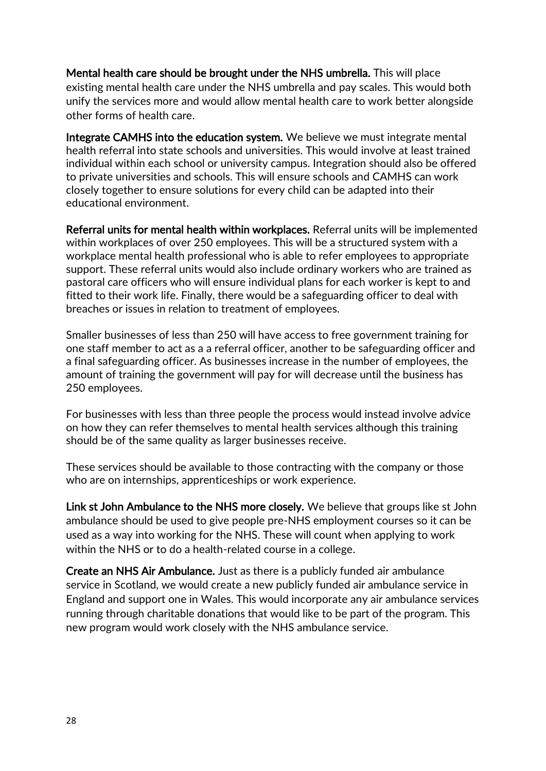**Mental health care should be brought under the NHS umbrella.** This will place existing mental health care under the NHS umbrella and pay scales. This would both unify the services more and would allow mental health care to work better alongside other forms of health care.

**Integrate CAMHS into the education system.** We believe we must integrate mental health referral into state schools and universities. This would involve at least trained individual within each school or university campus. Integration should also be offered to private universities and schools. This will ensure schools and CAMHS can work closely together to ensure solutions for every child can be adapted into their educational environment.

**Referral units for mental health within workplaces.** Referral units will be implemented within workplaces of over 250 employees. This will be a structured system with a workplace mental health professional who is able to refer employees to appropriate support. These referral units would also include ordinary workers who are trained as pastoral care officers who will ensure individual plans for each worker is kept to and fitted to their work life. Finally, there would be a safeguarding officer to deal with breaches or issues in relation to treatment of employees.

Smaller businesses of less than 250 will have access to free government training for one staff member to act as a a referral officer, another to be safeguarding officer and a final safeguarding officer. As businesses increase in the number of employees, the amount of training the government will pay for will decrease until the business has 250 employees.

For businesses with less than three people the process would instead involve advice on how they can refer themselves to mental health services although this training should be of the same quality as larger businesses receive.

These services should be available to those contracting with the company or those who are on internships, apprenticeships or work experience.

**Link st John Ambulance to the NHS more closely.** We believe that groups like st John ambulance should be used to give people pre-NHS employment courses so it can be used as a way into working for the NHS. These will count when applying to work within the NHS or to do a health-related course in a college.

**Create an NHS Air Ambulance.** Just as there is a publicly funded air ambulance service in Scotland, we would create a new publicly funded air ambulance service in England and support one in Wales. This would incorporate any air ambulance services running through charitable donations that would like to be part of the program. This new program would work closely with the NHS ambulance service.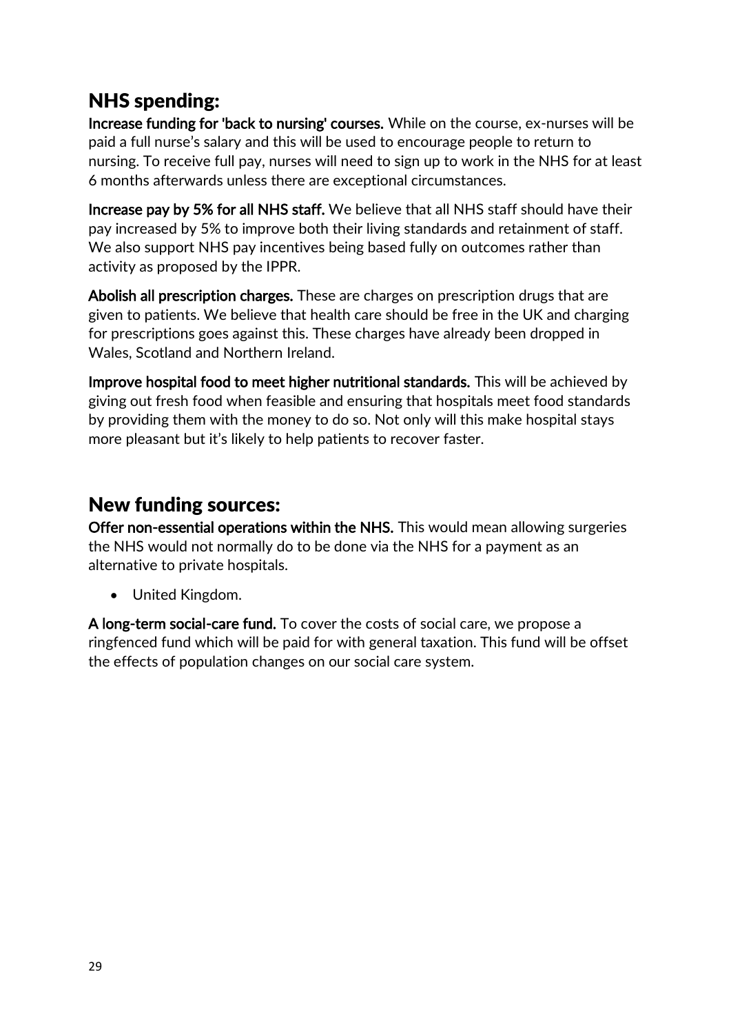## NHS spending:

**Increase funding for 'back to nursing' courses.** While on the course, ex-nurses will be paid a full nurse's salary and this will be used to encourage people to return to nursing. To receive full pay, nurses will need to sign up to work in the NHS for at least 6 months afterwards unless there are exceptional circumstances.

**Increase pay by 5% for all NHS staff.** We believe that all NHS staff should have their pay increased by 5% to improve both their living standards and retainment of staff. We also support NHS pay incentives being based fully on outcomes rather than activity as proposed by the IPPR.

**Abolish all prescription charges.** These are charges on prescription drugs that are given to patients. We believe that health care should be free in the UK and charging for prescriptions goes against this. These charges have already been dropped in Wales, Scotland and Northern Ireland.

**Improve hospital food to meet higher nutritional standards.** This will be achieved by giving out fresh food when feasible and ensuring that hospitals meet food standards by providing them with the money to do so. Not only will this make hospital stays more pleasant but it's likely to help patients to recover faster.

## New funding sources:

**Offer non-essential operations within the NHS.** This would mean allowing surgeries the NHS would not normally do to be done via the NHS for a payment as an alternative to private hospitals.

- United Kingdom.

**A long-term social-care fund.** To cover the costs of social care, we propose a ringfenced fund which will be paid for with general taxation. This fund will be offset the effects of population changes on our social care system.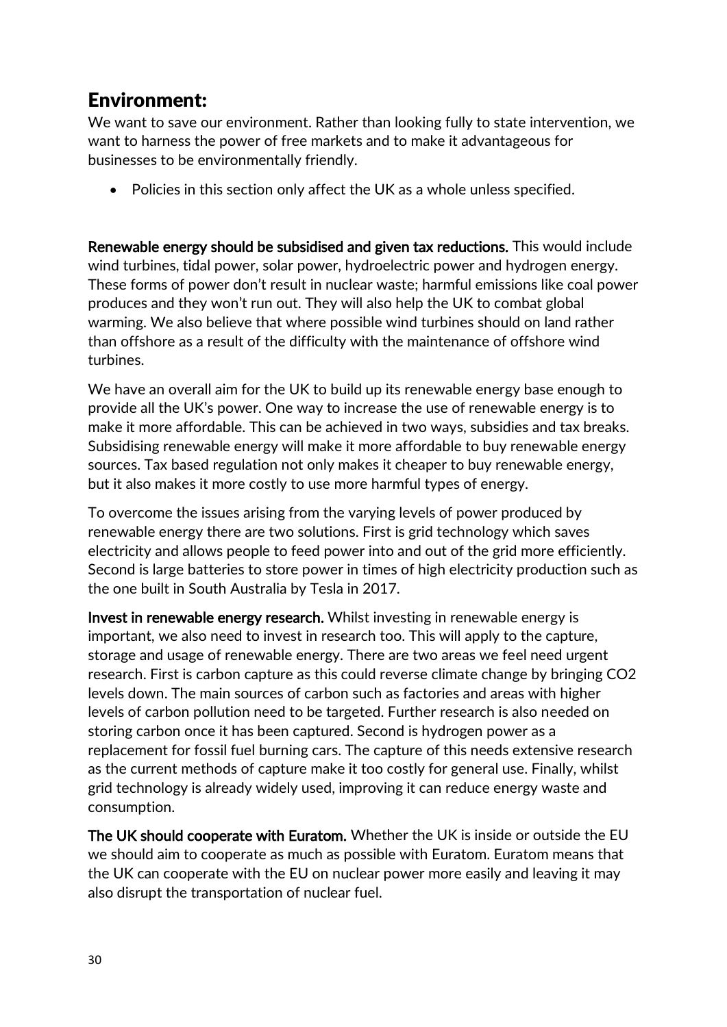## Environment:

We want to save our environment. Rather than looking fully to state intervention, we want to harness the power of free markets and to make it advantageous for businesses to be environmentally friendly.

- Policies in this section only affect the UK as a whole unless specified.

**Renewable energy should be subsidised and given tax reductions.** This would include wind turbines, tidal power, solar power, hydroelectric power and hydrogen energy. These forms of power don't result in nuclear waste; harmful emissions like coal power produces and they won't run out. They will also help the UK to combat global warming. We also believe that where possible wind turbines should on land rather than offshore as a result of the difficulty with the maintenance of offshore wind turbines.

We have an overall aim for the UK to build up its renewable energy base enough to provide all the UK's power. One way to increase the use of renewable energy is to make it more affordable. This can be achieved in two ways, subsidies and tax breaks. Subsidising renewable energy will make it more affordable to buy renewable energy sources. Tax based regulation not only makes it cheaper to buy renewable energy, but it also makes it more costly to use more harmful types of energy.

To overcome the issues arising from the varying levels of power produced by renewable energy there are two solutions. First is grid technology which saves electricity and allows people to feed power into and out of the grid more efficiently. Second is large batteries to store power in times of high electricity production such as the one built in South Australia by Tesla in 2017.

**Invest in renewable energy research.** Whilst investing in renewable energy is important, we also need to invest in research too. This will apply to the capture, storage and usage of renewable energy. There are two areas we feel need urgent research. First is carbon capture as this could reverse climate change by bringing $CO_2$ levels down. The main sources of carbon such as factories and areas with higher levels of carbon pollution need to be targeted. Further research is also needed on storing carbon once it has been captured. Second is hydrogen power as a replacement for fossil fuel burning cars. The capture of this needs extensive research as the current methods of capture make it too costly for general use. Finally, whilst grid technology is already widely used, improving it can reduce energy waste and consumption.

**The UK should cooperate with Euratom.** Whether the UK is inside or outside the EU we should aim to cooperate as much as possible with Euratom. Euratom means that the UK can cooperate with the EU on nuclear power more easily and leaving it may also disrupt the transportation of nuclear fuel.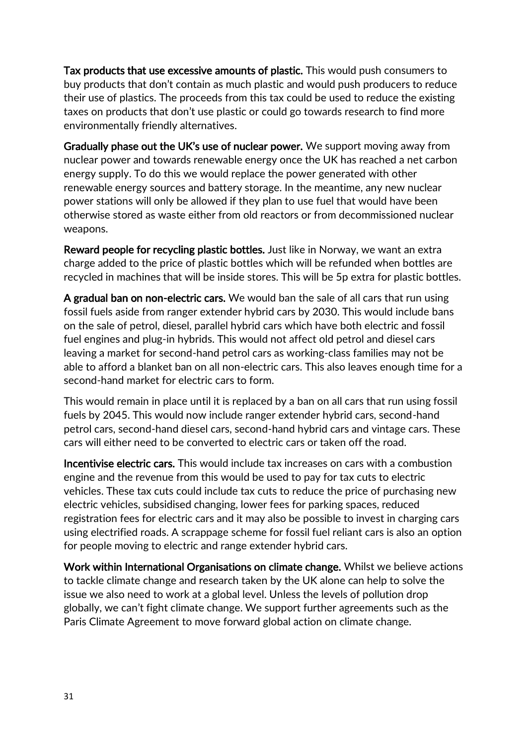**Tax products that use excessive amounts of plastic.** This would push consumers to buy products that don't contain as much plastic and would push producers to reduce their use of plastics. The proceeds from this tax could be used to reduce the existing taxes on products that don't use plastic or could go towards research to find more environmentally friendly alternatives.

**Gradually phase out the UK's use of nuclear power.** We support moving away from nuclear power and towards renewable energy once the UK has reached a net carbon energy supply. To do this we would replace the power generated with other renewable energy sources and battery storage. In the meantime, any new nuclear power stations will only be allowed if they plan to use fuel that would have been otherwise stored as waste either from old reactors or from decommissioned nuclear weapons.

**Reward people for recycling plastic bottles.** Just like in Norway, we want an extra charge added to the price of plastic bottles which will be refunded when bottles are recycled in machines that will be inside stores. This will be 5p extra for plastic bottles.

**A gradual ban on non-electric cars.** We would ban the sale of all cars that run using fossil fuels aside from ranger extender hybrid cars by 2030. This would include bans on the sale of petrol, diesel, parallel hybrid cars which have both electric and fossil fuel engines and plug-in hybrids. This would not affect old petrol and diesel cars leaving a market for second-hand petrol cars as working-class families may not be able to afford a blanket ban on all non-electric cars. This also leaves enough time for a second-hand market for electric cars to form.

This would remain in place until it is replaced by a ban on all cars that run using fossil fuels by 2045. This would now include ranger extender hybrid cars, second-hand petrol cars, second-hand diesel cars, second-hand hybrid cars and vintage cars. These cars will either need to be converted to electric cars or taken off the road.

**Incentivise electric cars.** This would include tax increases on cars with a combustion engine and the revenue from this would be used to pay for tax cuts to electric vehicles. These tax cuts could include tax cuts to reduce the price of purchasing new electric vehicles, subsidised changing, lower fees for parking spaces, reduced registration fees for electric cars and it may also be possible to invest in charging cars using electrified roads. A scrappage scheme for fossil fuel reliant cars is also an option for people moving to electric and range extender hybrid cars.

**Work within International Organisations on climate change.** Whilst we believe actions to tackle climate change and research taken by the UK alone can help to solve the issue we also need to work at a global level. Unless the levels of pollution drop globally, we can't fight climate change. We support further agreements such as the Paris Climate Agreement to move forward global action on climate change.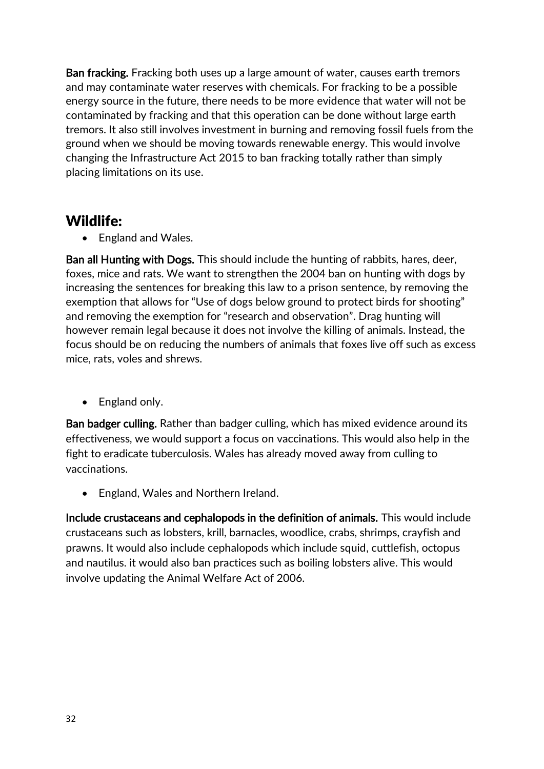**Ban fracking.** Fracking both uses up a large amount of water, causes earth tremors and may contaminate water reserves with chemicals. For fracking to be a possible energy source in the future, there needs to be more evidence that water will not be contaminated by fracking and that this operation can be done without large earth tremors. It also still involves investment in burning and removing fossil fuels from the ground when we should be moving towards renewable energy. This would involve changing the Infrastructure Act 2015 to ban fracking totally rather than simply placing limitations on its use.

## Wildlife:

- England and Wales.

**Ban all Hunting with Dogs.** This should include the hunting of rabbits, hares, deer, foxes, mice and rats. We want to strengthen the 2004 ban on hunting with dogs by increasing the sentences for breaking this law to a prison sentence, by removing the exemption that allows for "Use of dogs below ground to protect birds for shooting" and removing the exemption for "research and observation". Drag hunting will however remain legal because it does not involve the killing of animals. Instead, the focus should be on reducing the numbers of animals that foxes live off such as excess mice, rats, voles and shrews.

- England only.

**Ban badger culling.** Rather than badger culling, which has mixed evidence around its effectiveness, we would support a focus on vaccinations. This would also help in the fight to eradicate tuberculosis. Wales has already moved away from culling to vaccinations.

- England, Wales and Northern Ireland.

**Include crustaceans and cephalopods in the definition of animals.** This would include crustaceans such as lobsters, krill, barnacles, woodlice, crabs, shrimps, crayfish and prawns. It would also include cephalopods which include squid, cuttlefish, octopus and nautilus. it would also ban practices such as boiling lobsters alive. This would involve updating the Animal Welfare Act of 2006.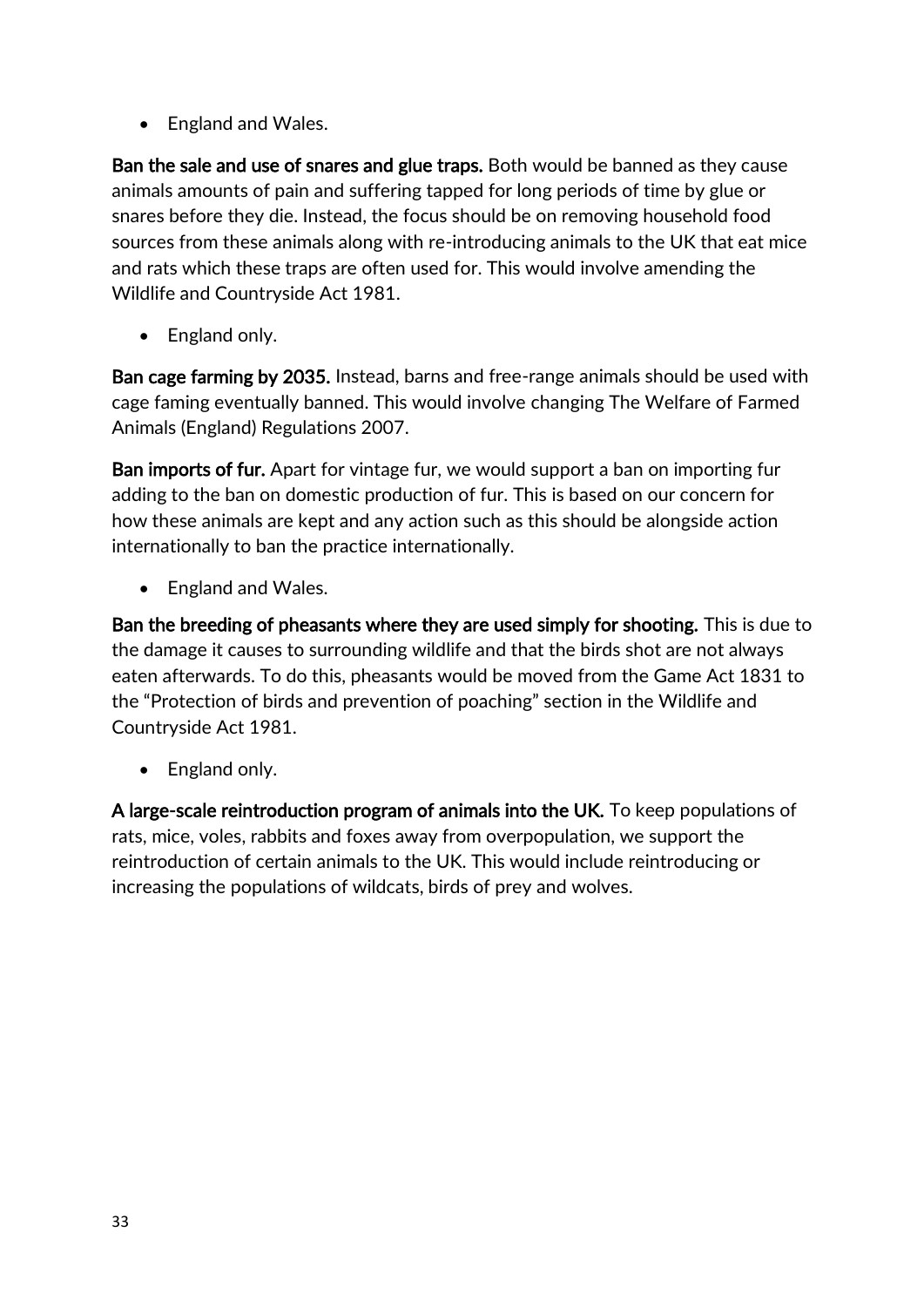- England and Wales.

**Ban the sale and use of snares and glue traps.** Both would be banned as they cause animals amounts of pain and suffering tapped for long periods of time by glue or snares before they die. Instead, the focus should be on removing household food sources from these animals along with re-introducing animals to the UK that eat mice and rats which these traps are often used for. This would involve amending the Wildlife and Countryside Act 1981.

- England only.

**Ban cage farming by 2035.** Instead, barns and free-range animals should be used with cage faming eventually banned. This would involve changing The Welfare of Farmed Animals (England) Regulations 2007.

**Ban imports of fur.** Apart for vintage fur, we would support a ban on importing fur adding to the ban on domestic production of fur. This is based on our concern for how these animals are kept and any action such as this should be alongside action internationally to ban the practice internationally.

- England and Wales.

**Ban the breeding of pheasants where they are used simply for shooting.** This is due to the damage it causes to surrounding wildlife and that the birds shot are not always eaten afterwards. To do this, pheasants would be moved from the Game Act 1831 to the "Protection of birds and prevention of poaching" section in the Wildlife and Countryside Act 1981.

- England only.

**A large-scale reintroduction program of animals into the UK.** To keep populations of rats, mice, voles, rabbits and foxes away from overpopulation, we support the reintroduction of certain animals to the UK. This would include reintroducing or increasing the populations of wildcats, birds of prey and wolves.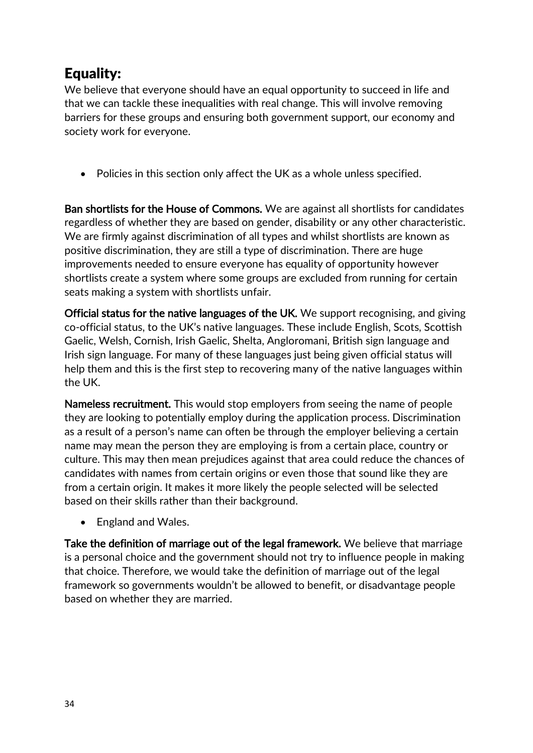## Equality:

We believe that everyone should have an equal opportunity to succeed in life and that we can tackle these inequalities with real change. This will involve removing barriers for these groups and ensuring both government support, our economy and society work for everyone.

- Policies in this section only affect the UK as a whole unless specified.

**Ban shortlists for the House of Commons.** We are against all shortlists for candidates regardless of whether they are based on gender, disability or any other characteristic. We are firmly against discrimination of all types and whilst shortlists are known as positive discrimination, they are still a type of discrimination. There are huge improvements needed to ensure everyone has equality of opportunity however shortlists create a system where some groups are excluded from running for certain seats making a system with shortlists unfair.

**Official status for the native languages of the UK.** We support recognising, and giving co-official status, to the UK's native languages. These include English, Scots, Scottish Gaelic, Welsh, Cornish, Irish Gaelic, Shelta, Angloromani, British sign language and Irish sign language. For many of these languages just being given official status will help them and this is the first step to recovering many of the native languages within the UK.

**Nameless recruitment.** This would stop employers from seeing the name of people they are looking to potentially employ during the application process. Discrimination as a result of a person's name can often be through the employer believing a certain name may mean the person they are employing is from a certain place, country or culture. This may then mean prejudices against that area could reduce the chances of candidates with names from certain origins or even those that sound like they are from a certain origin. It makes it more likely the people selected will be selected based on their skills rather than their background.

- England and Wales.

**Take the definition of marriage out of the legal framework.** We believe that marriage is a personal choice and the government should not try to influence people in making that choice. Therefore, we would take the definition of marriage out of the legal framework so governments wouldn't be allowed to benefit, or disadvantage people based on whether they are married.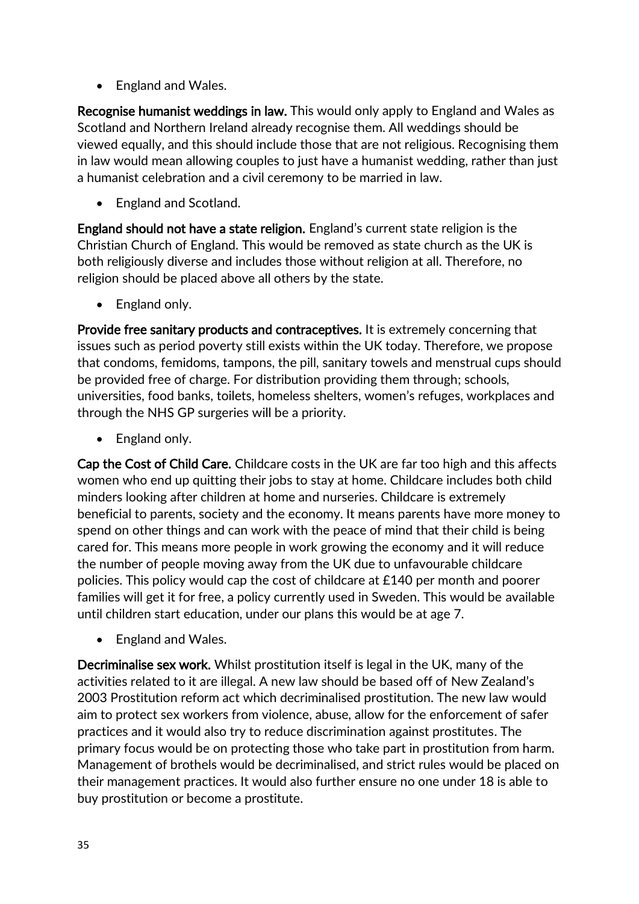- England and Wales.

**Recognise humanist weddings in law.** This would only apply to England and Wales as Scotland and Northern Ireland already recognise them. All weddings should be viewed equally, and this should include those that are not religious. Recognising them in law would mean allowing couples to just have a humanist wedding, rather than just a humanist celebration and a civil ceremony to be married in law.

- England and Scotland.

**England should not have a state religion.** England's current state religion is the Christian Church of England. This would be removed as state church as the UK is both religiously diverse and includes those without religion at all. Therefore, no religion should be placed above all others by the state.

- England only.

**Provide free sanitary products and contraceptives.** It is extremely concerning that issues such as period poverty still exists within the UK today. Therefore, we propose that condoms, femidoms, tampons, the pill, sanitary towels and menstrual cups should be provided free of charge. For distribution providing them through; schools, universities, food banks, toilets, homeless shelters, women's refuges, workplaces and through the NHS GP surgeries will be a priority.

- England only.

**Cap the Cost of Child Care.** Childcare costs in the UK are far too high and this affects women who end up quitting their jobs to stay at home. Childcare includes both child minders looking after children at home and nurseries. Childcare is extremely beneficial to parents, society and the economy. It means parents have more money to spend on other things and can work with the peace of mind that their child is being cared for. This means more people in work growing the economy and it will reduce the number of people moving away from the UK due to unfavourable childcare policies. This policy would cap the cost of childcare at £140 per month and poorer families will get it for free, a policy currently used in Sweden. This would be available until children start education, under our plans this would be at age 7.

- England and Wales.

**Decriminalise sex work.** Whilst prostitution itself is legal in the UK, many of the activities related to it are illegal. A new law should be based off of New Zealand's 2003 Prostitution reform act which decriminalised prostitution. The new law would aim to protect sex workers from violence, abuse, allow for the enforcement of safer practices and it would also try to reduce discrimination against prostitutes. The primary focus would be on protecting those who take part in prostitution from harm. Management of brothels would be decriminalised, and strict rules would be placed on their management practices. It would also further ensure no one under 18 is able to buy prostitution or become a prostitute.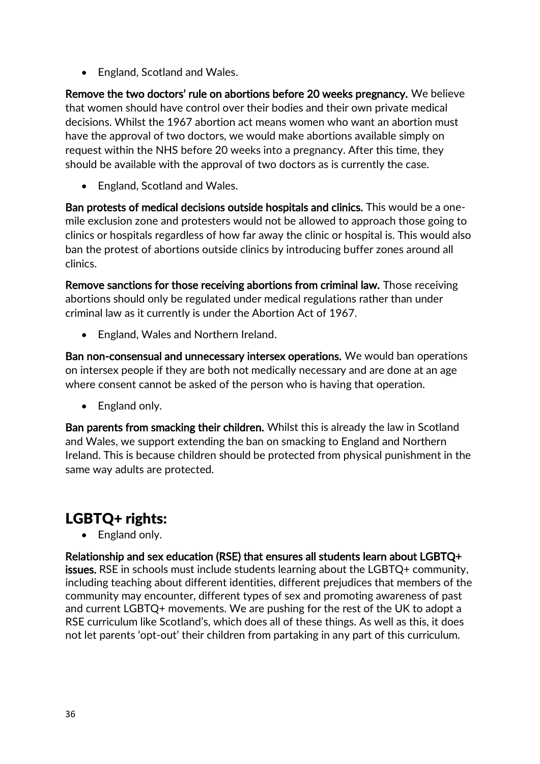- England, Scotland and Wales.

**Remove the two doctors' rule on abortions before 20 weeks pregnancy.** We believe that women should have control over their bodies and their own private medical decisions. Whilst the 1967 abortion act means women who want an abortion must have the approval of two doctors, we would make abortions available simply on request within the NHS before 20 weeks into a pregnancy. After this time, they should be available with the approval of two doctors as is currently the case.

- England, Scotland and Wales.

**Ban protests of medical decisions outside hospitals and clinics.** This would be a one-mile exclusion zone and protesters would not be allowed to approach those going to clinics or hospitals regardless of how far away the clinic or hospital is. This would also ban the protest of abortions outside clinics by introducing buffer zones around all clinics.

**Remove sanctions for those receiving abortions from criminal law.** Those receiving abortions should only be regulated under medical regulations rather than under criminal law as it currently is under the Abortion Act of 1967.

- England, Wales and Northern Ireland.

**Ban non-consensual and unnecessary intersex operations.** We would ban operations on intersex people if they are both not medically necessary and are done at an age where consent cannot be asked of the person who is having that operation.

- England only.

**Ban parents from smacking their children.** Whilst this is already the law in Scotland and Wales, we support extending the ban on smacking to England and Northern Ireland. This is because children should be protected from physical punishment in the same way adults are protected.

## LGBTQ+ rights:

- England only.

**Relationship and sex education (RSE) that ensures all students learn about LGBTQ+ issues.** RSE in schools must include students learning about the LGBTQ+ community, including teaching about different identities, different prejudices that members of the community may encounter, different types of sex and promoting awareness of past and current LGBTQ+ movements. We are pushing for the rest of the UK to adopt a RSE curriculum like Scotland's, which does all of these things. As well as this, it does not let parents 'opt-out' their children from partaking in any part of this curriculum.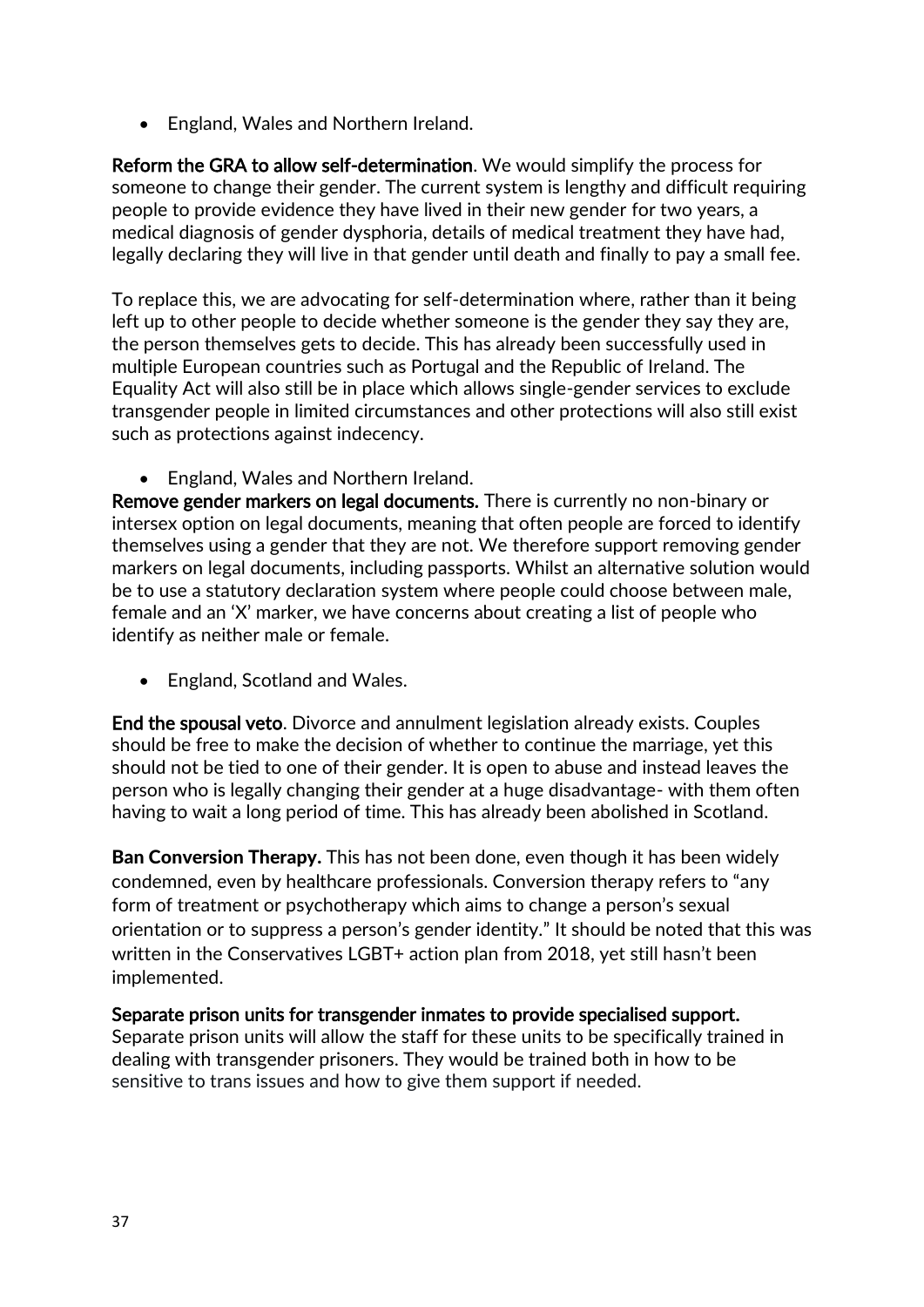- England, Wales and Northern Ireland.

**Reform the GRA to allow self-determination**. We would simplify the process for someone to change their gender. The current system is lengthy and difficult requiring people to provide evidence they have lived in their new gender for two years, a medical diagnosis of gender dysphoria, details of medical treatment they have had, legally declaring they will live in that gender until death and finally to pay a small fee.

To replace this, we are advocating for self-determination where, rather than it being left up to other people to decide whether someone is the gender they say they are, the person themselves gets to decide. This has already been successfully used in multiple European countries such as Portugal and the Republic of Ireland. The Equality Act will also still be in place which allows single-gender services to exclude transgender people in limited circumstances and other protections will also still exist such as protections against indecency.

- England, Wales and Northern Ireland.

**Remove gender markers on legal documents.** There is currently no non-binary or intersex option on legal documents, meaning that often people are forced to identify themselves using a gender that they are not. We therefore support removing gender markers on legal documents, including passports. Whilst an alternative solution would be to use a statutory declaration system where people could choose between male, female and an 'X' marker, we have concerns about creating a list of people who identify as neither male or female.

- England, Scotland and Wales.

**End the spousal veto**. Divorce and annulment legislation already exists. Couples should be free to make the decision of whether to continue the marriage, yet this should not be tied to one of their gender. It is open to abuse and instead leaves the person who is legally changing their gender at a huge disadvantage- with them often having to wait a long period of time. This has already been abolished in Scotland.

**Ban Conversion Therapy.** This has not been done, even though it has been widely condemned, even by healthcare professionals. Conversion therapy refers to "any form of treatment or psychotherapy which aims to change a person's sexual orientation or to suppress a person's gender identity." It should be noted that this was written in the Conservatives LGBT+ action plan from 2018, yet still hasn't been implemented.

**Separate prison units for transgender inmates to provide specialised support.** Separate prison units will allow the staff for these units to be specifically trained in dealing with transgender prisoners. They would be trained both in how to be sensitive to trans issues and how to give them support if needed.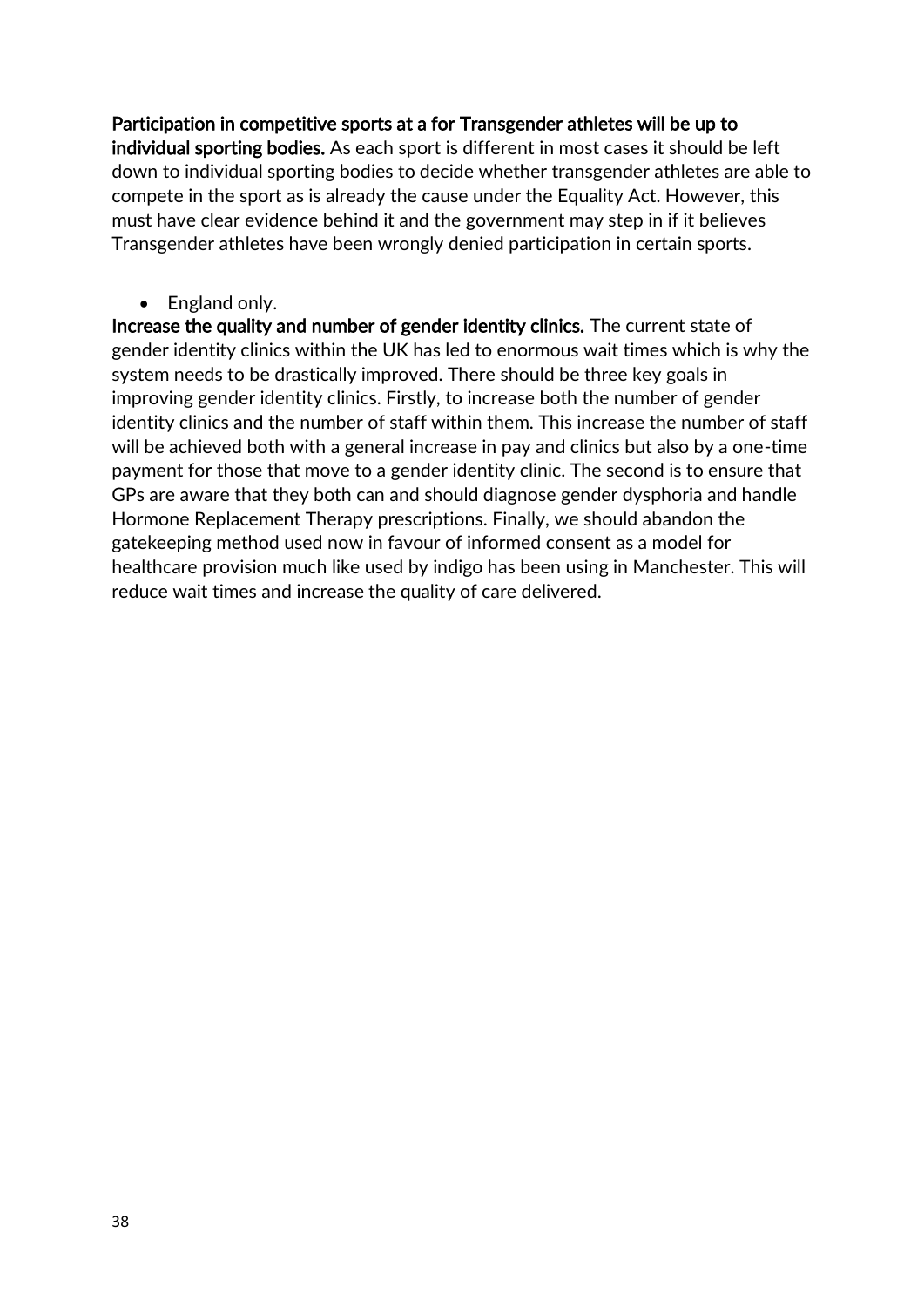**Participation in competitive sports at a for Transgender athletes will be up to individual sporting bodies.** As each sport is different in most cases it should be left down to individual sporting bodies to decide whether transgender athletes are able to compete in the sport as is already the cause under the Equality Act. However, this must have clear evidence behind it and the government may step in if it believes Transgender athletes have been wrongly denied participation in certain sports.

- England only.

**Increase the quality and number of gender identity clinics.** The current state of gender identity clinics within the UK has led to enormous wait times which is why the system needs to be drastically improved. There should be three key goals in improving gender identity clinics. Firstly, to increase both the number of gender identity clinics and the number of staff within them. This increase the number of staff will be achieved both with a general increase in pay and clinics but also by a one-time payment for those that move to a gender identity clinic. The second is to ensure that GPs are aware that they both can and should diagnose gender dysphoria and handle Hormone Replacement Therapy prescriptions. Finally, we should abandon the gatekeeping method used now in favour of informed consent as a model for healthcare provision much like used by indigo has been using in Manchester. This will reduce wait times and increase the quality of care delivered.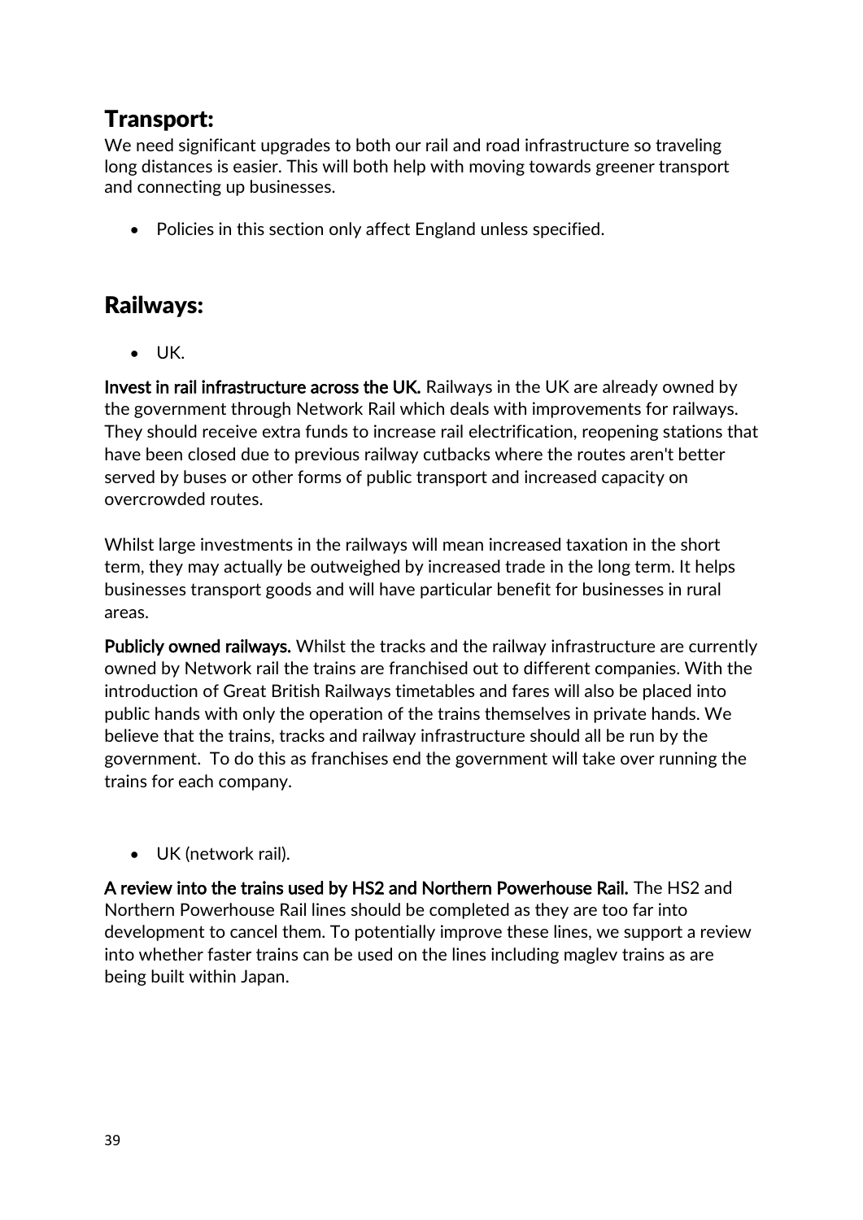## Transport:

We need significant upgrades to both our rail and road infrastructure so traveling long distances is easier. This will both help with moving towards greener transport and connecting up businesses.

- Policies in this section only affect England unless specified.

## Railways:

- UK.

**Invest in rail infrastructure across the UK.** Railways in the UK are already owned by the government through Network Rail which deals with improvements for railways. They should receive extra funds to increase rail electrification, reopening stations that have been closed due to previous railway cutbacks where the routes aren't better served by buses or other forms of public transport and increased capacity on overcrowded routes.

Whilst large investments in the railways will mean increased taxation in the short term, they may actually be outweighed by increased trade in the long term. It helps businesses transport goods and will have particular benefit for businesses in rural areas.

**Publicly owned railways.** Whilst the tracks and the railway infrastructure are currently owned by Network rail the trains are franchised out to different companies. With the introduction of Great British Railways timetables and fares will also be placed into public hands with only the operation of the trains themselves in private hands. We believe that the trains, tracks and railway infrastructure should all be run by the government. To do this as franchises end the government will take over running the trains for each company.

- UK (network rail).

**A review into the trains used by HS2 and Northern Powerhouse Rail.** The HS2 and Northern Powerhouse Rail lines should be completed as they are too far into development to cancel them. To potentially improve these lines, we support a review into whether faster trains can be used on the lines including maglev trains as are being built within Japan.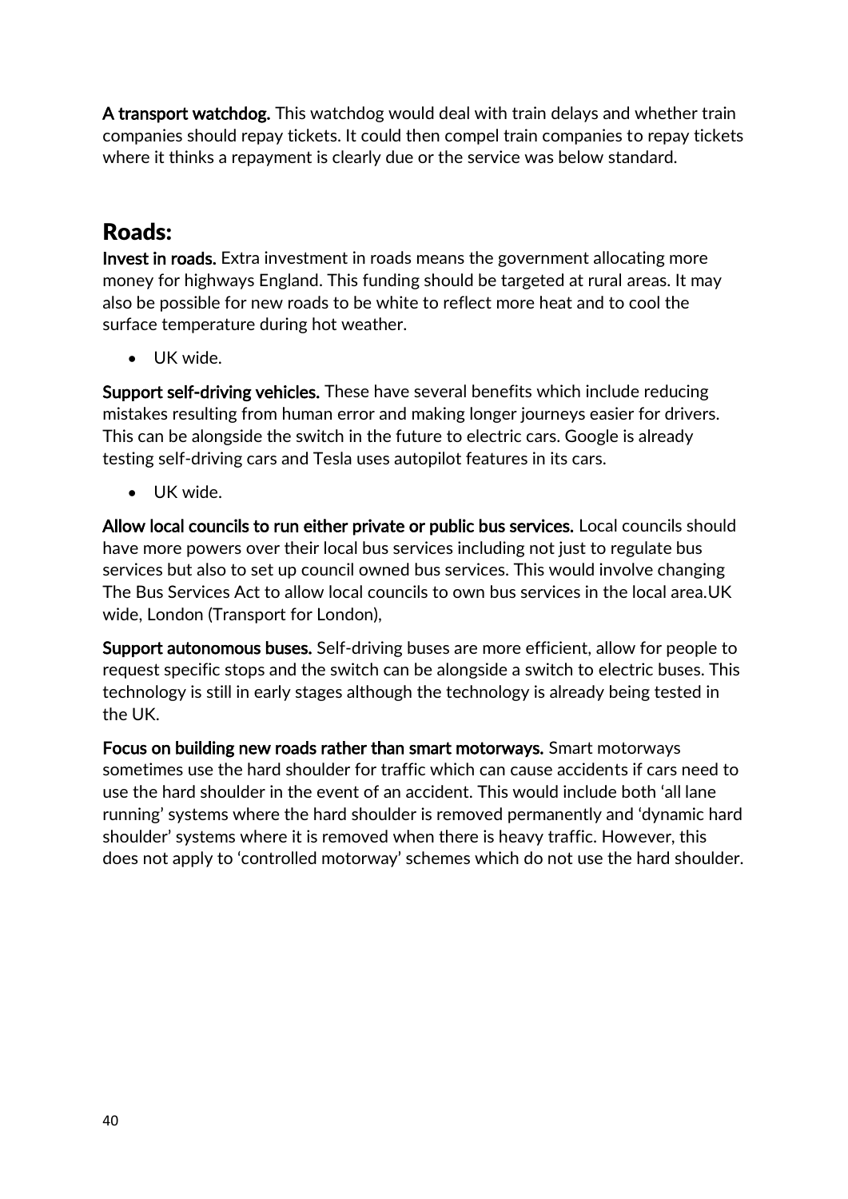**A transport watchdog.** This watchdog would deal with train delays and whether train companies should repay tickets. It could then compel train companies to repay tickets where it thinks a repayment is clearly due or the service was below standard.

## Roads:

**Invest in roads.** Extra investment in roads means the government allocating more money for highways England. This funding should be targeted at rural areas. It may also be possible for new roads to be white to reflect more heat and to cool the surface temperature during hot weather.

- UK wide.

**Support self-driving vehicles.** These have several benefits which include reducing mistakes resulting from human error and making longer journeys easier for drivers. This can be alongside the switch in the future to electric cars. Google is already testing self-driving cars and Tesla uses autopilot features in its cars.

- UK wide.

**Allow local councils to run either private or public bus services.** Local councils should have more powers over their local bus services including not just to regulate bus services but also to set up council owned bus services. This would involve changing The Bus Services Act to allow local councils to own bus services in the local area.UK wide, London (Transport for London),

**Support autonomous buses.** Self-driving buses are more efficient, allow for people to request specific stops and the switch can be alongside a switch to electric buses. This technology is still in early stages although the technology is already being tested in the UK.

**Focus on building new roads rather than smart motorways.** Smart motorways sometimes use the hard shoulder for traffic which can cause accidents if cars need to use the hard shoulder in the event of an accident. This would include both 'all lane running' systems where the hard shoulder is removed permanently and 'dynamic hard shoulder' systems where it is removed when there is heavy traffic. However, this does not apply to 'controlled motorway' schemes which do not use the hard shoulder.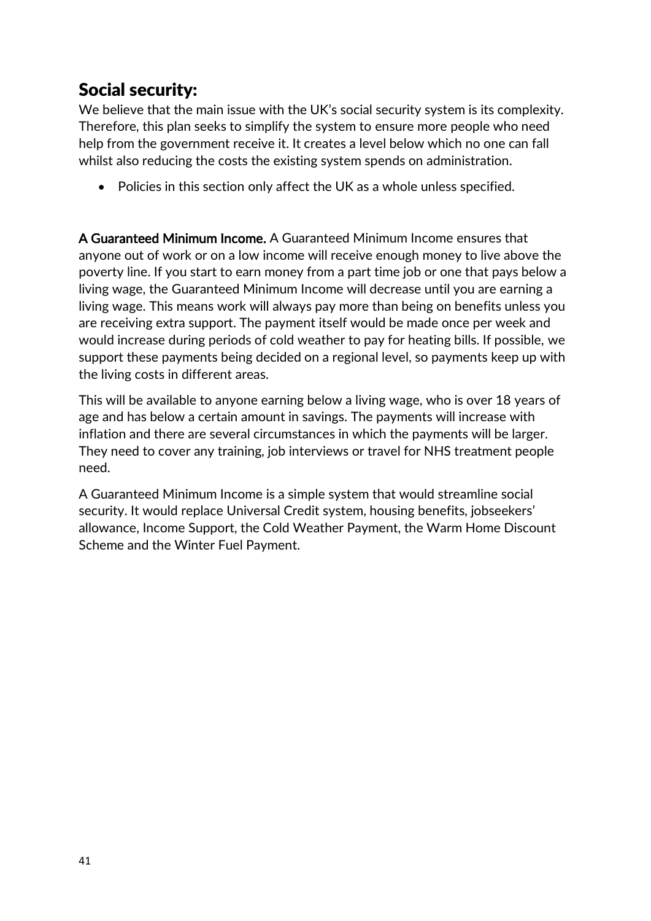## Social security:

We believe that the main issue with the UK's social security system is its complexity. Therefore, this plan seeks to simplify the system to ensure more people who need help from the government receive it. It creates a level below which no one can fall whilst also reducing the costs the existing system spends on administration.

- Policies in this section only affect the UK as a whole unless specified.

**A Guaranteed Minimum Income.** A Guaranteed Minimum Income ensures that anyone out of work or on a low income will receive enough money to live above the poverty line. If you start to earn money from a part time job or one that pays below a living wage, the Guaranteed Minimum Income will decrease until you are earning a living wage. This means work will always pay more than being on benefits unless you are receiving extra support. The payment itself would be made once per week and would increase during periods of cold weather to pay for heating bills. If possible, we support these payments being decided on a regional level, so payments keep up with the living costs in different areas.

This will be available to anyone earning below a living wage, who is over 18 years of age and has below a certain amount in savings. The payments will increase with inflation and there are several circumstances in which the payments will be larger. They need to cover any training, job interviews or travel for NHS treatment people need.

A Guaranteed Minimum Income is a simple system that would streamline social security. It would replace Universal Credit system, housing benefits, jobseekers' allowance, Income Support, the Cold Weather Payment, the Warm Home Discount Scheme and the Winter Fuel Payment.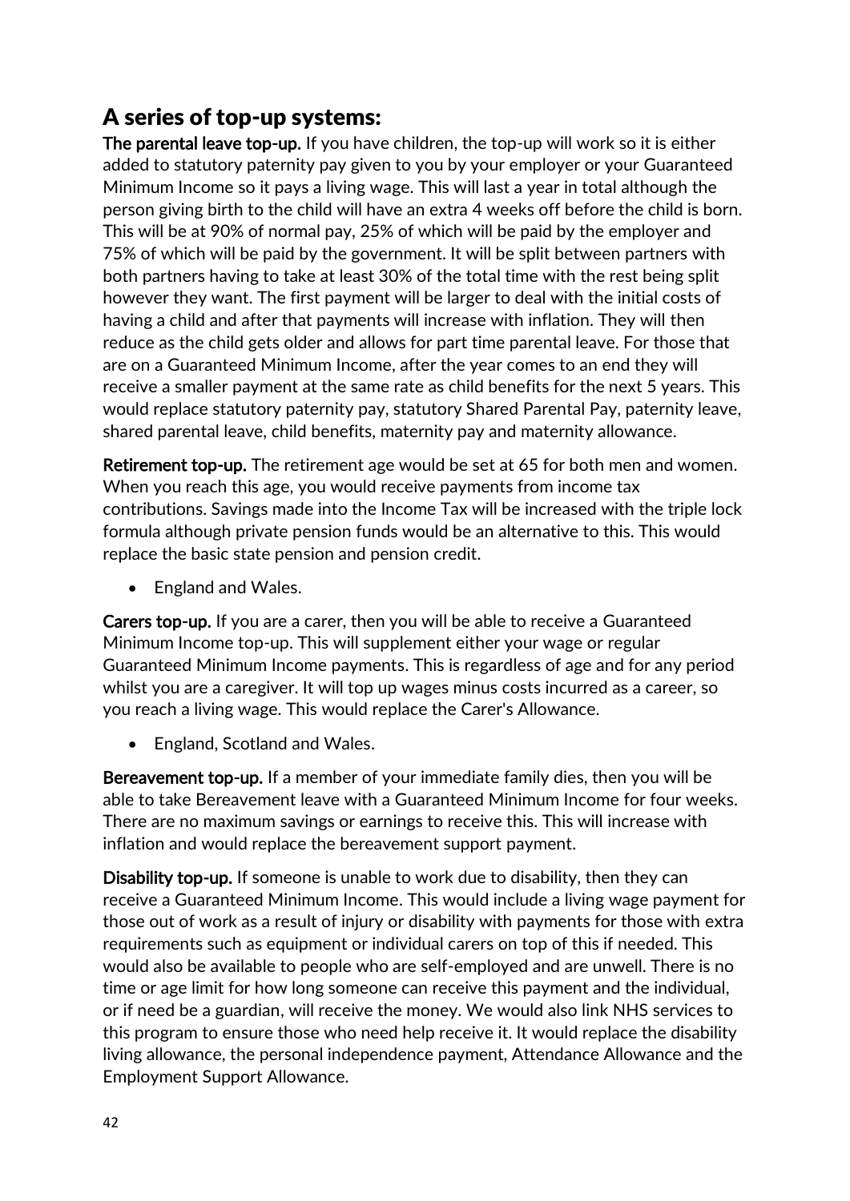## A series of top-up systems:

**The parental leave top-up.** If you have children, the top-up will work so it is either added to statutory paternity pay given to you by your employer or your Guaranteed Minimum Income so it pays a living wage. This will last a year in total although the person giving birth to the child will have an extra 4 weeks off before the child is born. This will be at 90% of normal pay, 25% of which will be paid by the employer and 75% of which will be paid by the government. It will be split between partners with both partners having to take at least 30% of the total time with the rest being split however they want. The first payment will be larger to deal with the initial costs of having a child and after that payments will increase with inflation. They will then reduce as the child gets older and allows for part time parental leave. For those that are on a Guaranteed Minimum Income, after the year comes to an end they will receive a smaller payment at the same rate as child benefits for the next 5 years. This would replace statutory paternity pay, statutory Shared Parental Pay, paternity leave, shared parental leave, child benefits, maternity pay and maternity allowance.

**Retirement top-up.** The retirement age would be set at 65 for both men and women. When you reach this age, you would receive payments from income tax contributions. Savings made into the Income Tax will be increased with the triple lock formula although private pension funds would be an alternative to this. This would replace the basic state pension and pension credit.

- England and Wales.

**Carers top-up.** If you are a carer, then you will be able to receive a Guaranteed Minimum Income top-up. This will supplement either your wage or regular Guaranteed Minimum Income payments. This is regardless of age and for any period whilst you are a caregiver. It will top up wages minus costs incurred as a career, so you reach a living wage. This would replace the Carer's Allowance.

- England, Scotland and Wales.

**Bereavement top-up.** If a member of your immediate family dies, then you will be able to take Bereavement leave with a Guaranteed Minimum Income for four weeks. There are no maximum savings or earnings to receive this. This will increase with inflation and would replace the bereavement support payment.

**Disability top-up.** If someone is unable to work due to disability, then they can receive a Guaranteed Minimum Income. This would include a living wage payment for those out of work as a result of injury or disability with payments for those with extra requirements such as equipment or individual carers on top of this if needed. This would also be available to people who are self-employed and are unwell. There is no time or age limit for how long someone can receive this payment and the individual, or if need be a guardian, will receive the money. We would also link NHS services to this program to ensure those who need help receive it. It would replace the disability living allowance, the personal independence payment, Attendance Allowance and the Employment Support Allowance.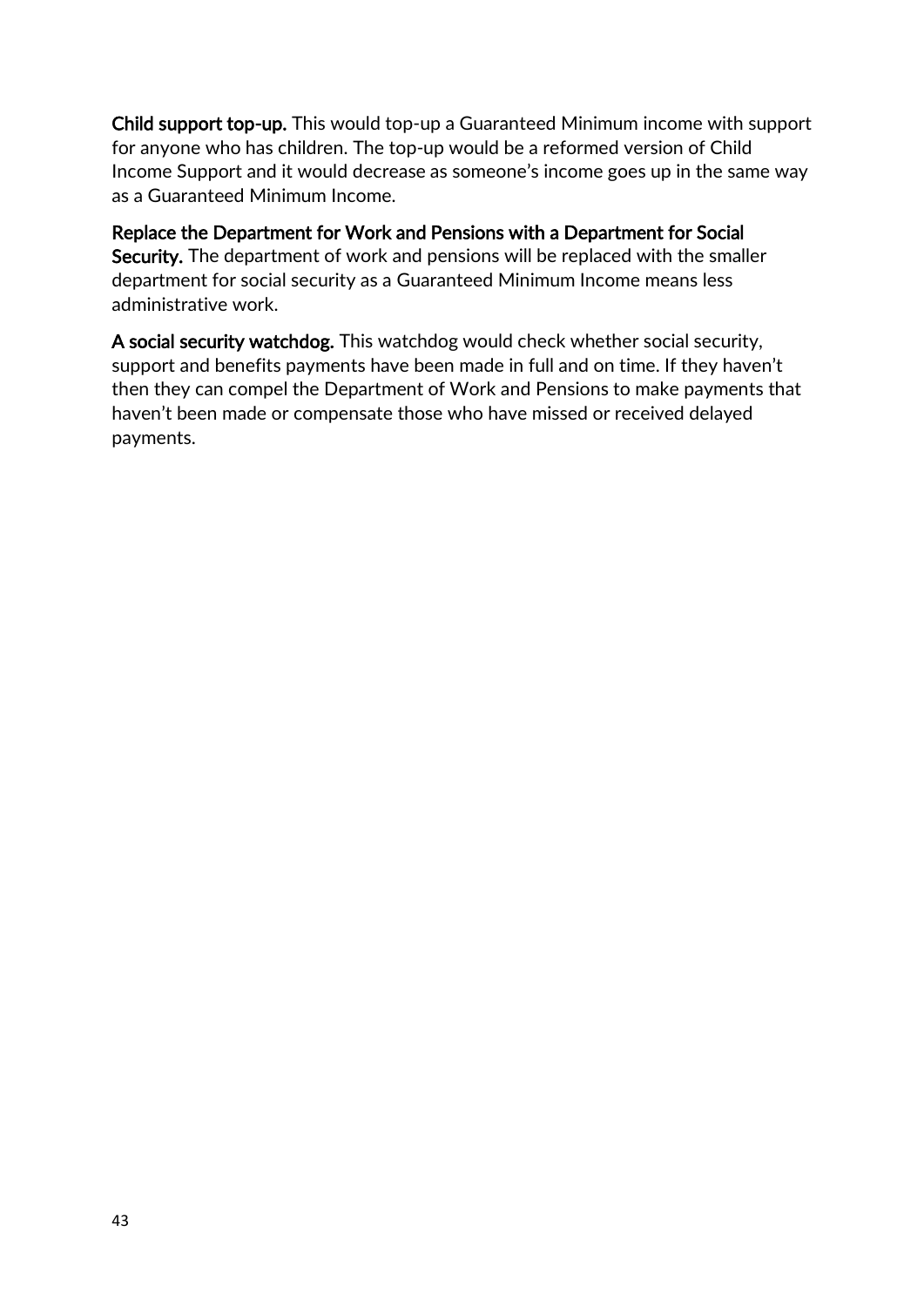**Child support top-up.** This would top-up a Guaranteed Minimum income with support for anyone who has children. The top-up would be a reformed version of Child Income Support and it would decrease as someone's income goes up in the same way as a Guaranteed Minimum Income.

**Replace the Department for Work and Pensions with a Department for Social Security.** The department of work and pensions will be replaced with the smaller department for social security as a Guaranteed Minimum Income means less administrative work.

**A social security watchdog.** This watchdog would check whether social security, support and benefits payments have been made in full and on time. If they haven't then they can compel the Department of Work and Pensions to make payments that haven't been made or compensate those who have missed or received delayed payments.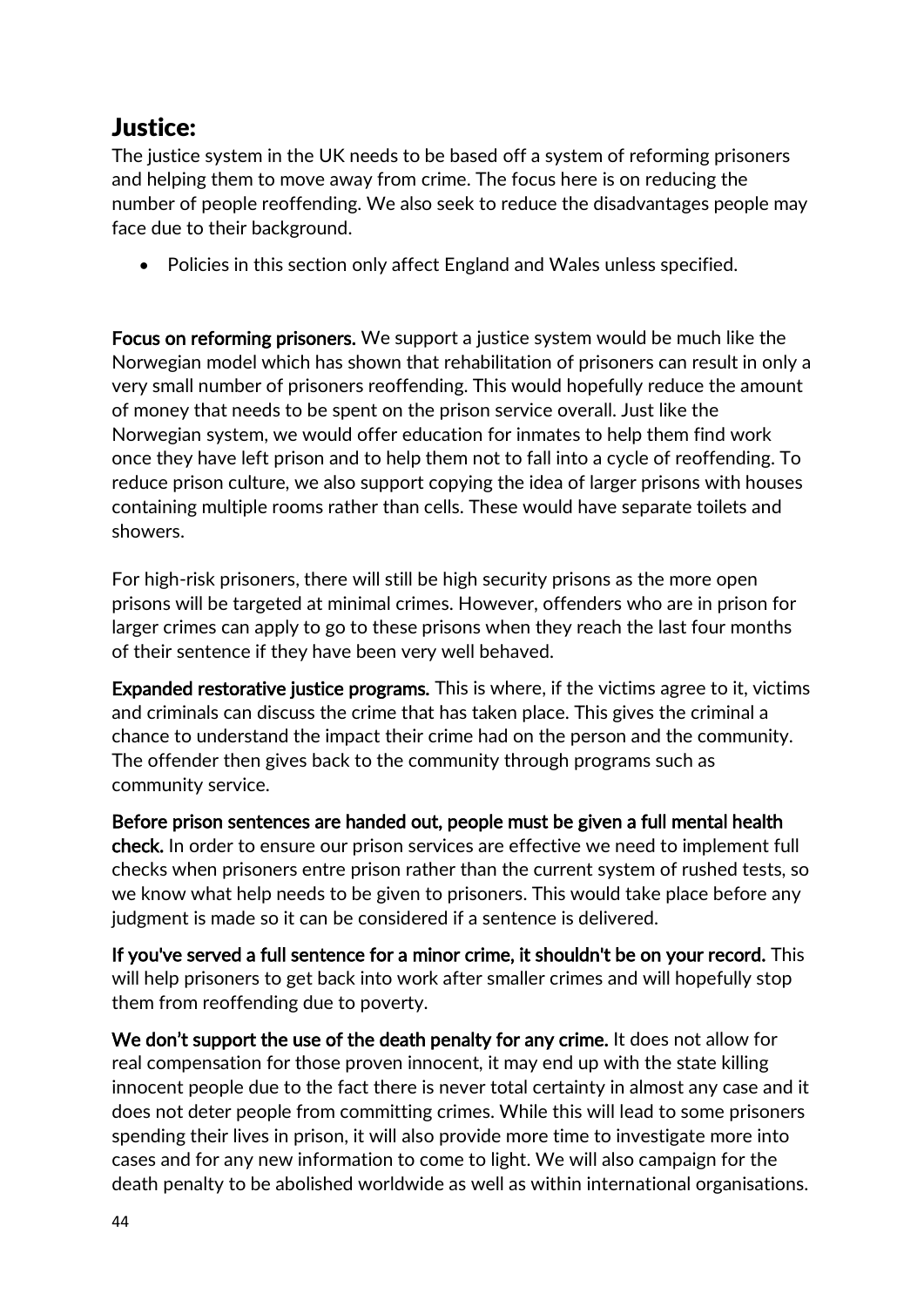## Justice:

The justice system in the UK needs to be based off a system of reforming prisoners and helping them to move away from crime. The focus here is on reducing the number of people reoffending. We also seek to reduce the disadvantages people may face due to their background.

- Policies in this section only affect England and Wales unless specified.

**Focus on reforming prisoners.** We support a justice system would be much like the Norwegian model which has shown that rehabilitation of prisoners can result in only a very small number of prisoners reoffending. This would hopefully reduce the amount of money that needs to be spent on the prison service overall. Just like the Norwegian system, we would offer education for inmates to help them find work once they have left prison and to help them not to fall into a cycle of reoffending. To reduce prison culture, we also support copying the idea of larger prisons with houses containing multiple rooms rather than cells. These would have separate toilets and showers.

For high-risk prisoners, there will still be high security prisons as the more open prisons will be targeted at minimal crimes. However, offenders who are in prison for larger crimes can apply to go to these prisons when they reach the last four months of their sentence if they have been very well behaved.

**Expanded restorative justice programs.** This is where, if the victims agree to it, victims and criminals can discuss the crime that has taken place. This gives the criminal a chance to understand the impact their crime had on the person and the community. The offender then gives back to the community through programs such as community service.

**Before prison sentences are handed out, people must be given a full mental health check.** In order to ensure our prison services are effective we need to implement full checks when prisoners entre prison rather than the current system of rushed tests, so we know what help needs to be given to prisoners. This would take place before any judgment is made so it can be considered if a sentence is delivered.

**If you've served a full sentence for a minor crime, it shouldn't be on your record.** This will help prisoners to get back into work after smaller crimes and will hopefully stop them from reoffending due to poverty.

**We don't support the use of the death penalty for any crime.** It does not allow for real compensation for those proven innocent, it may end up with the state killing innocent people due to the fact there is never total certainty in almost any case and it does not deter people from committing crimes. While this will lead to some prisoners spending their lives in prison, it will also provide more time to investigate more into cases and for any new information to come to light. We will also campaign for the death penalty to be abolished worldwide as well as within international organisations.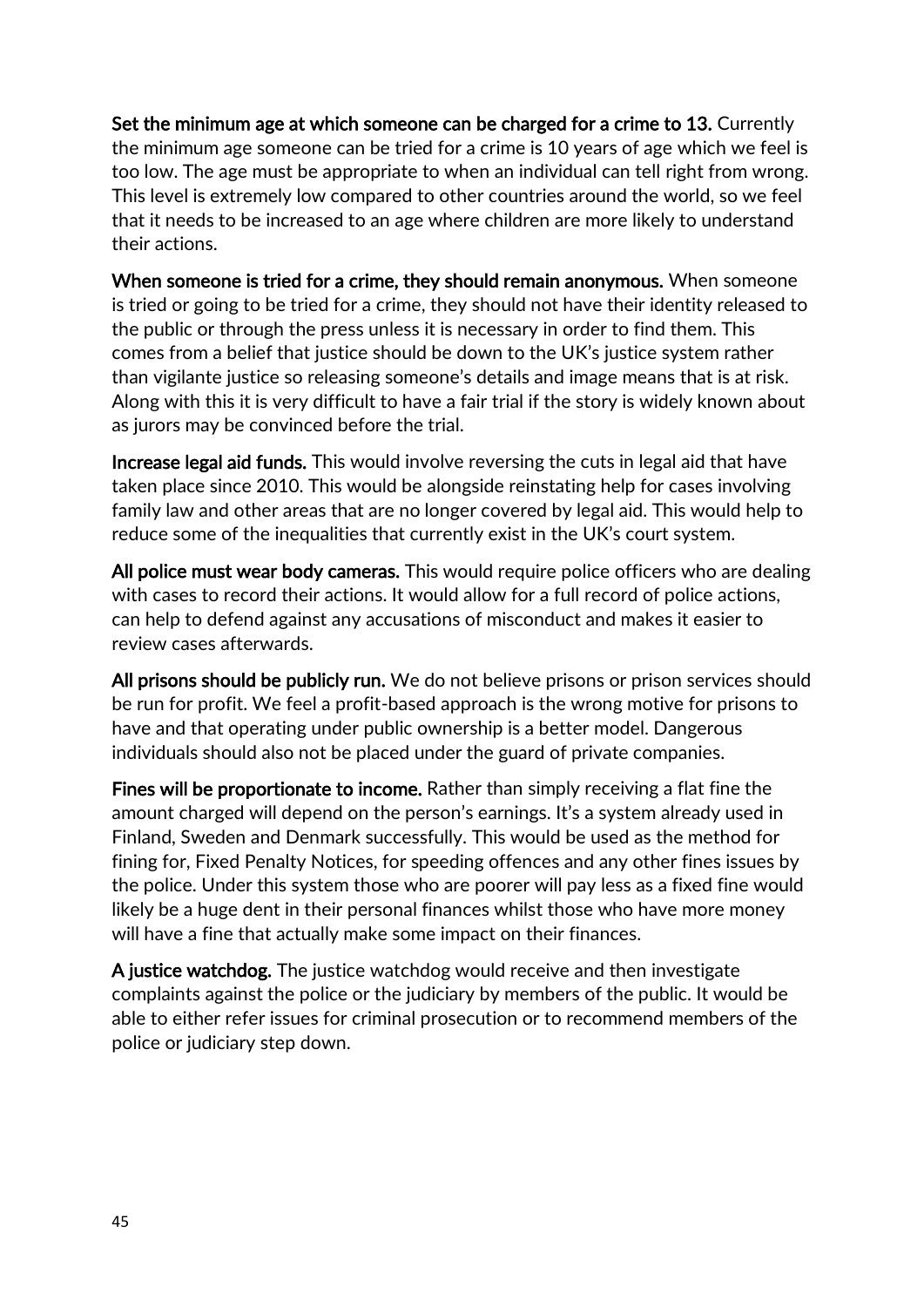**Set the minimum age at which someone can be charged for a crime to 13.** Currently the minimum age someone can be tried for a crime is 10 years of age which we feel is too low. The age must be appropriate to when an individual can tell right from wrong. This level is extremely low compared to other countries around the world, so we feel that it needs to be increased to an age where children are more likely to understand their actions.

**When someone is tried for a crime, they should remain anonymous.** When someone is tried or going to be tried for a crime, they should not have their identity released to the public or through the press unless it is necessary in order to find them. This comes from a belief that justice should be down to the UK's justice system rather than vigilante justice so releasing someone's details and image means that is at risk. Along with this it is very difficult to have a fair trial if the story is widely known about as jurors may be convinced before the trial.

**Increase legal aid funds.** This would involve reversing the cuts in legal aid that have taken place since 2010. This would be alongside reinstating help for cases involving family law and other areas that are no longer covered by legal aid. This would help to reduce some of the inequalities that currently exist in the UK's court system.

**All police must wear body cameras.** This would require police officers who are dealing with cases to record their actions. It would allow for a full record of police actions, can help to defend against any accusations of misconduct and makes it easier to review cases afterwards.

**All prisons should be publicly run.** We do not believe prisons or prison services should be run for profit. We feel a profit-based approach is the wrong motive for prisons to have and that operating under public ownership is a better model. Dangerous individuals should also not be placed under the guard of private companies.

**Fines will be proportionate to income.** Rather than simply receiving a flat fine the amount charged will depend on the person's earnings. It's a system already used in Finland, Sweden and Denmark successfully. This would be used as the method for fining for, Fixed Penalty Notices, for speeding offences and any other fines issues by the police. Under this system those who are poorer will pay less as a fixed fine would likely be a huge dent in their personal finances whilst those who have more money will have a fine that actually make some impact on their finances.

**A justice watchdog.** The justice watchdog would receive and then investigate complaints against the police or the judiciary by members of the public. It would be able to either refer issues for criminal prosecution or to recommend members of the police or judiciary step down.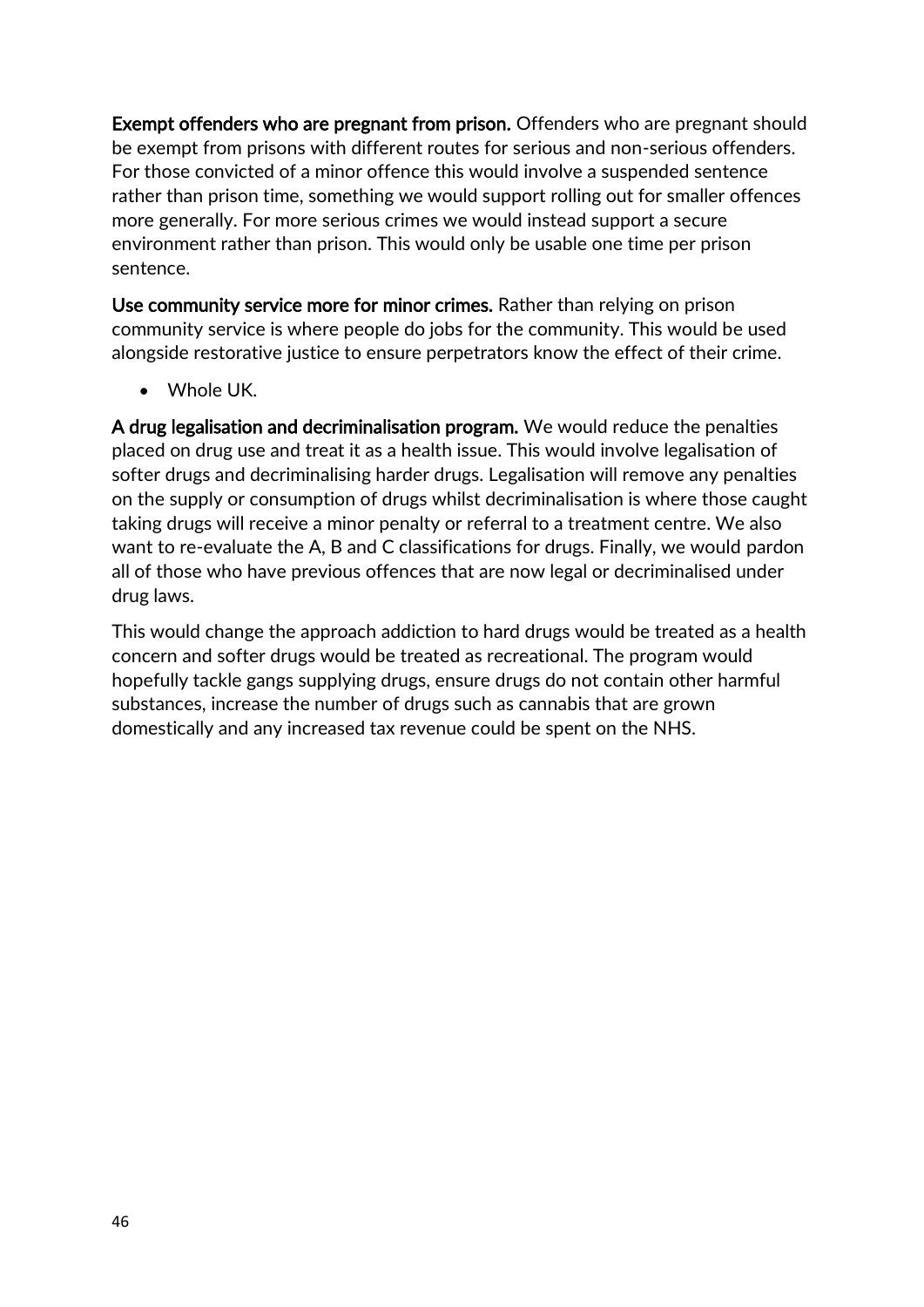**Exempt offenders who are pregnant from prison.** Offenders who are pregnant should be exempt from prisons with different routes for serious and non-serious offenders. For those convicted of a minor offence this would involve a suspended sentence rather than prison time, something we would support rolling out for smaller offences more generally. For more serious crimes we would instead support a secure environment rather than prison. This would only be usable one time per prison sentence.

**Use community service more for minor crimes.** Rather than relying on prison community service is where people do jobs for the community. This would be used alongside restorative justice to ensure perpetrators know the effect of their crime.

- Whole UK.

**A drug legalisation and decriminalisation program.** We would reduce the penalties placed on drug use and treat it as a health issue. This would involve legalisation of softer drugs and decriminalising harder drugs. Legalisation will remove any penalties on the supply or consumption of drugs whilst decriminalisation is where those caught taking drugs will receive a minor penalty or referral to a treatment centre. We also want to re-evaluate the A, B and C classifications for drugs. Finally, we would pardon all of those who have previous offences that are now legal or decriminalised under drug laws.

This would change the approach addiction to hard drugs would be treated as a health concern and softer drugs would be treated as recreational. The program would hopefully tackle gangs supplying drugs, ensure drugs do not contain other harmful substances, increase the number of drugs such as cannabis that are grown domestically and any increased tax revenue could be spent on the NHS.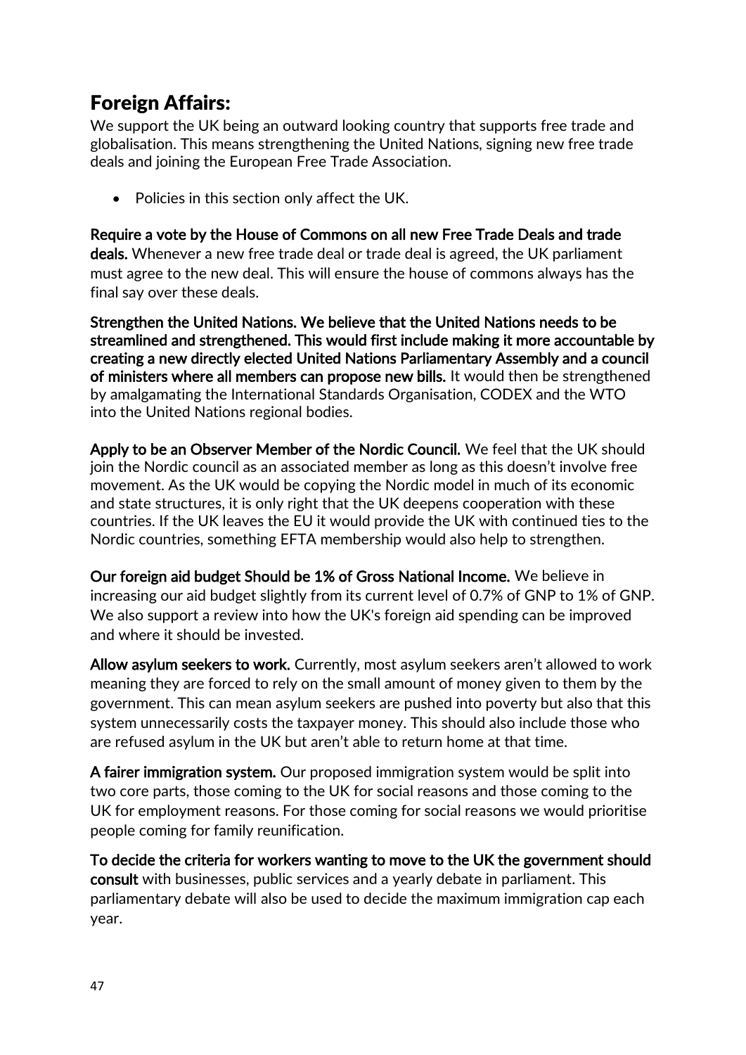## Foreign Affairs:

We support the UK being an outward looking country that supports free trade and globalisation. This means strengthening the United Nations, signing new free trade deals and joining the European Free Trade Association.

- Policies in this section only affect the UK.

**Require a vote by the House of Commons on all new Free Trade Deals and trade deals.** Whenever a new free trade deal or trade deal is agreed, the UK parliament must agree to the new deal. This will ensure the house of commons always has the final say over these deals.

**Strengthen the United Nations. We believe that the United Nations needs to be streamlined and strengthened. This would first include making it more accountable by creating a new directly elected United Nations Parliamentary Assembly and a council of ministers where all members can propose new bills.** It would then be strengthened by amalgamating the International Standards Organisation, CODEX and the WTO into the United Nations regional bodies.

**Apply to be an Observer Member of the Nordic Council.** We feel that the UK should join the Nordic council as an associated member as long as this doesn't involve free movement. As the UK would be copying the Nordic model in much of its economic and state structures, it is only right that the UK deepens cooperation with these countries. If the UK leaves the EU it would provide the UK with continued ties to the Nordic countries, something EFTA membership would also help to strengthen.

**Our foreign aid budget Should be 1% of Gross National Income.** We believe in increasing our aid budget slightly from its current level of 0.7% of GNP to 1% of GNP. We also support a review into how the UK's foreign aid spending can be improved and where it should be invested.

**Allow asylum seekers to work.** Currently, most asylum seekers aren't allowed to work meaning they are forced to rely on the small amount of money given to them by the government. This can mean asylum seekers are pushed into poverty but also that this system unnecessarily costs the taxpayer money. This should also include those who are refused asylum in the UK but aren't able to return home at that time.

**A fairer immigration system.** Our proposed immigration system would be split into two core parts, those coming to the UK for social reasons and those coming to the UK for employment reasons. For those coming for social reasons we would prioritise people coming for family reunification.

**To decide the criteria for workers wanting to move to the UK the government should consult** with businesses, public services and a yearly debate in parliament. This parliamentary debate will also be used to decide the maximum immigration cap each year.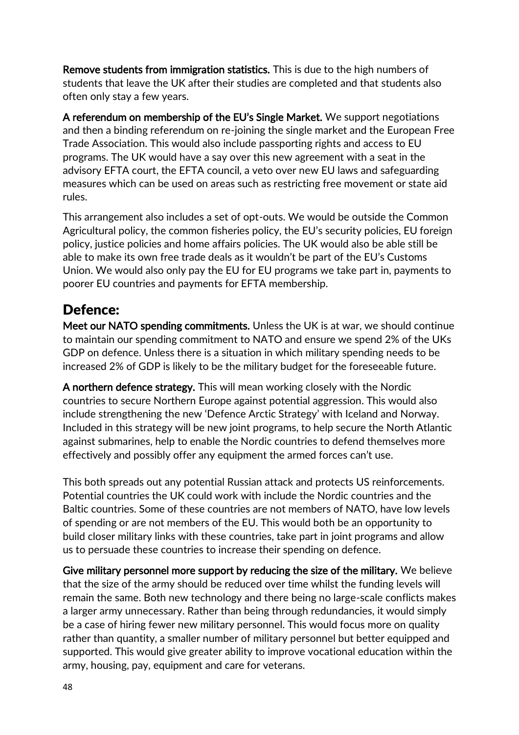**Remove students from immigration statistics.** This is due to the high numbers of students that leave the UK after their studies are completed and that students also often only stay a few years.

**A referendum on membership of the EU's Single Market.** We support negotiations and then a binding referendum on re-joining the single market and the European Free Trade Association. This would also include passporting rights and access to EU programs. The UK would have a say over this new agreement with a seat in the advisory EFTA court, the EFTA council, a veto over new EU laws and safeguarding measures which can be used on areas such as restricting free movement or state aid rules.

This arrangement also includes a set of opt-outs. We would be outside the Common Agricultural policy, the common fisheries policy, the EU's security policies, EU foreign policy, justice policies and home affairs policies. The UK would also be able still be able to make its own free trade deals as it wouldn't be part of the EU's Customs Union. We would also only pay the EU for EU programs we take part in, payments to poorer EU countries and payments for EFTA membership.

## Defence:

**Meet our NATO spending commitments.** Unless the UK is at war, we should continue to maintain our spending commitment to NATO and ensure we spend 2% of the UKs GDP on defence. Unless there is a situation in which military spending needs to be increased 2% of GDP is likely to be the military budget for the foreseeable future.

**A northern defence strategy.** This will mean working closely with the Nordic countries to secure Northern Europe against potential aggression. This would also include strengthening the new 'Defence Arctic Strategy' with Iceland and Norway. Included in this strategy will be new joint programs, to help secure the North Atlantic against submarines, help to enable the Nordic countries to defend themselves more effectively and possibly offer any equipment the armed forces can't use.

This both spreads out any potential Russian attack and protects US reinforcements. Potential countries the UK could work with include the Nordic countries and the Baltic countries. Some of these countries are not members of NATO, have low levels of spending or are not members of the EU. This would both be an opportunity to build closer military links with these countries, take part in joint programs and allow us to persuade these countries to increase their spending on defence.

**Give military personnel more support by reducing the size of the military.** We believe that the size of the army should be reduced over time whilst the funding levels will remain the same. Both new technology and there being no large-scale conflicts makes a larger army unnecessary. Rather than being through redundancies, it would simply be a case of hiring fewer new military personnel. This would focus more on quality rather than quantity, a smaller number of military personnel but better equipped and supported. This would give greater ability to improve vocational education within the army, housing, pay, equipment and care for veterans.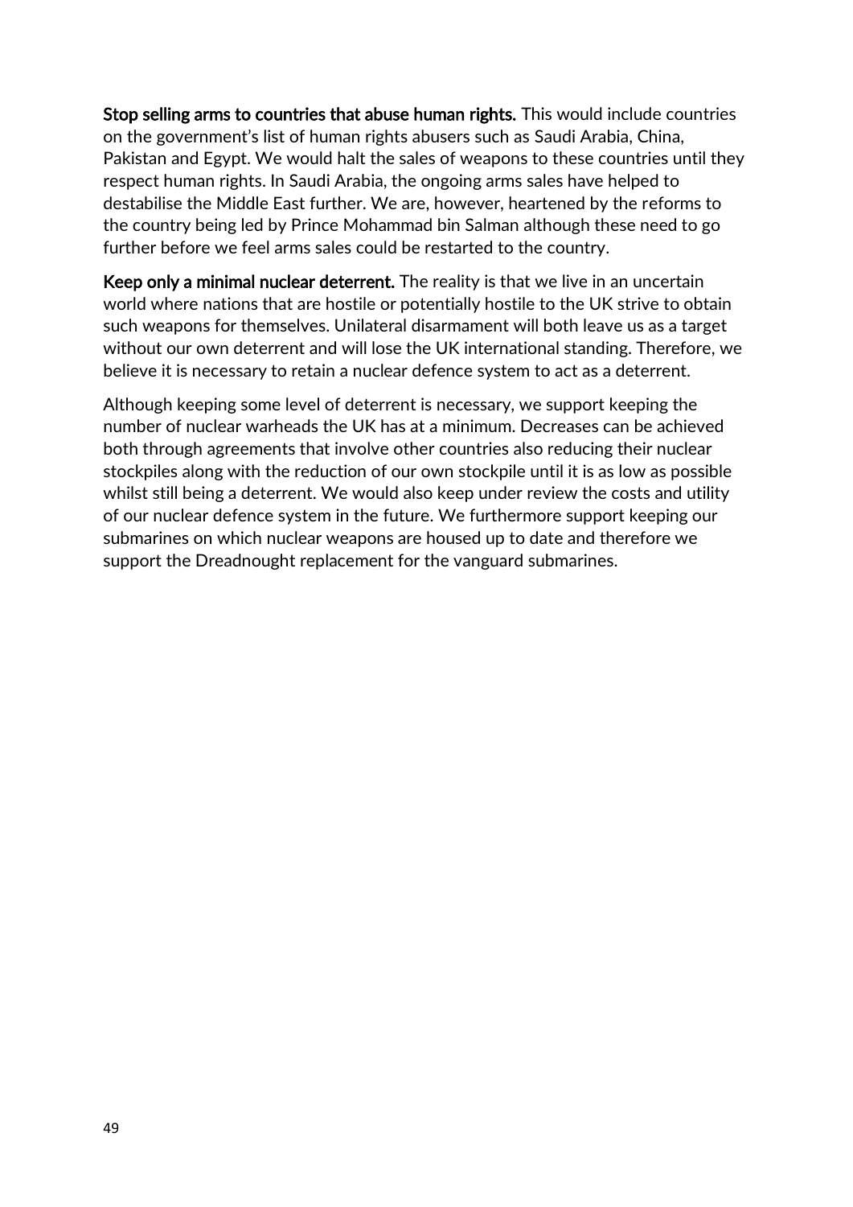**Stop selling arms to countries that abuse human rights.** This would include countries on the government's list of human rights abusers such as Saudi Arabia, China, Pakistan and Egypt. We would halt the sales of weapons to these countries until they respect human rights. In Saudi Arabia, the ongoing arms sales have helped to destabilise the Middle East further. We are, however, heartened by the reforms to the country being led by Prince Mohammad bin Salman although these need to go further before we feel arms sales could be restarted to the country.

**Keep only a minimal nuclear deterrent.** The reality is that we live in an uncertain world where nations that are hostile or potentially hostile to the UK strive to obtain such weapons for themselves. Unilateral disarmament will both leave us as a target without our own deterrent and will lose the UK international standing. Therefore, we believe it is necessary to retain a nuclear defence system to act as a deterrent.

Although keeping some level of deterrent is necessary, we support keeping the number of nuclear warheads the UK has at a minimum. Decreases can be achieved both through agreements that involve other countries also reducing their nuclear stockpiles along with the reduction of our own stockpile until it is as low as possible whilst still being a deterrent. We would also keep under review the costs and utility of our nuclear defence system in the future. We furthermore support keeping our submarines on which nuclear weapons are housed up to date and therefore we support the Dreadnought replacement for the vanguard submarines.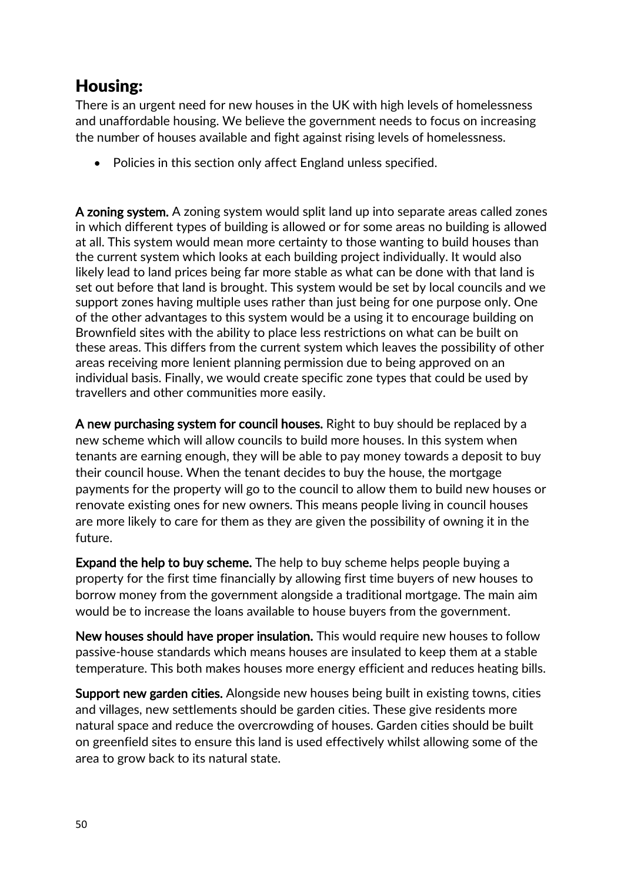## Housing:

There is an urgent need for new houses in the UK with high levels of homelessness and unaffordable housing. We believe the government needs to focus on increasing the number of houses available and fight against rising levels of homelessness.

- Policies in this section only affect England unless specified.

**A zoning system.** A zoning system would split land up into separate areas called zones in which different types of building is allowed or for some areas no building is allowed at all. This system would mean more certainty to those wanting to build houses than the current system which looks at each building project individually. It would also likely lead to land prices being far more stable as what can be done with that land is set out before that land is brought. This system would be set by local councils and we support zones having multiple uses rather than just being for one purpose only. One of the other advantages to this system would be a using it to encourage building on Brownfield sites with the ability to place less restrictions on what can be built on these areas. This differs from the current system which leaves the possibility of other areas receiving more lenient planning permission due to being approved on an individual basis. Finally, we would create specific zone types that could be used by travellers and other communities more easily.

**A new purchasing system for council houses.** Right to buy should be replaced by a new scheme which will allow councils to build more houses. In this system when tenants are earning enough, they will be able to pay money towards a deposit to buy their council house. When the tenant decides to buy the house, the mortgage payments for the property will go to the council to allow them to build new houses or renovate existing ones for new owners. This means people living in council houses are more likely to care for them as they are given the possibility of owning it in the future.

**Expand the help to buy scheme.** The help to buy scheme helps people buying a property for the first time financially by allowing first time buyers of new houses to borrow money from the government alongside a traditional mortgage. The main aim would be to increase the loans available to house buyers from the government.

**New houses should have proper insulation.** This would require new houses to follow passive-house standards which means houses are insulated to keep them at a stable temperature. This both makes houses more energy efficient and reduces heating bills.

**Support new garden cities.** Alongside new houses being built in existing towns, cities and villages, new settlements should be garden cities. These give residents more natural space and reduce the overcrowding of houses. Garden cities should be built on greenfield sites to ensure this land is used effectively whilst allowing some of the area to grow back to its natural state.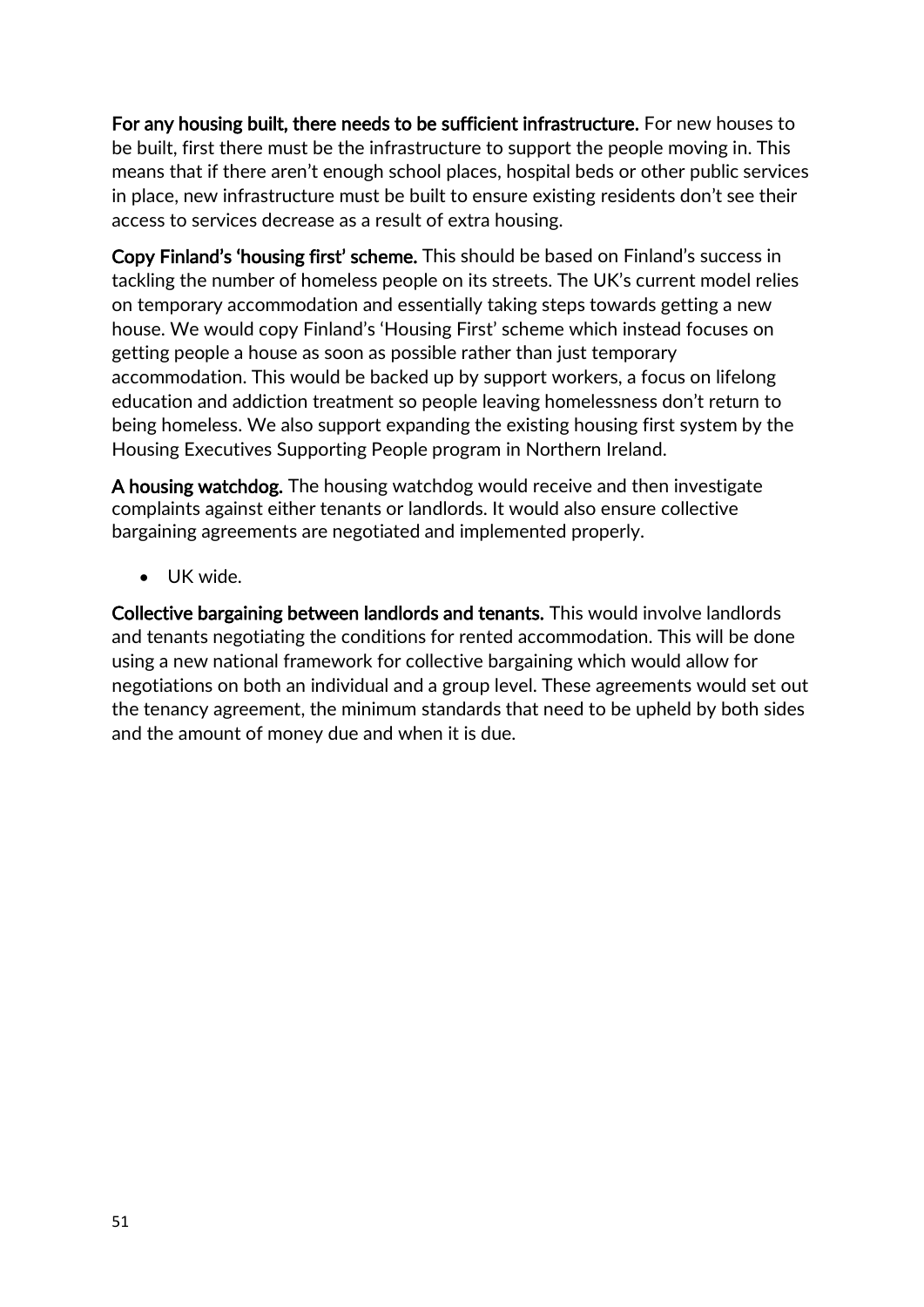**For any housing built, there needs to be sufficient infrastructure.** For new houses to be built, first there must be the infrastructure to support the people moving in. This means that if there aren't enough school places, hospital beds or other public services in place, new infrastructure must be built to ensure existing residents don't see their access to services decrease as a result of extra housing.

**Copy Finland's 'housing first' scheme.** This should be based on Finland's success in tackling the number of homeless people on its streets. The UK's current model relies on temporary accommodation and essentially taking steps towards getting a new house. We would copy Finland's 'Housing First' scheme which instead focuses on getting people a house as soon as possible rather than just temporary accommodation. This would be backed up by support workers, a focus on lifelong education and addiction treatment so people leaving homelessness don't return to being homeless. We also support expanding the existing housing first system by the Housing Executives Supporting People program in Northern Ireland.

**A housing watchdog.** The housing watchdog would receive and then investigate complaints against either tenants or landlords. It would also ensure collective bargaining agreements are negotiated and implemented properly.

- UK wide.

**Collective bargaining between landlords and tenants.** This would involve landlords and tenants negotiating the conditions for rented accommodation. This will be done using a new national framework for collective bargaining which would allow for negotiations on both an individual and a group level. These agreements would set out the tenancy agreement, the minimum standards that need to be upheld by both sides and the amount of money due and when it is due.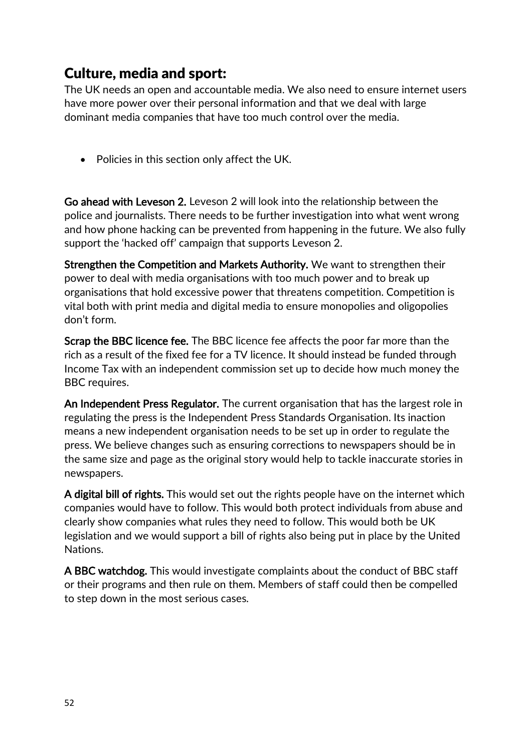## Culture, media and sport:

The UK needs an open and accountable media. We also need to ensure internet users have more power over their personal information and that we deal with large dominant media companies that have too much control over the media.

- Policies in this section only affect the UK.

**Go ahead with Leveson 2.** Leveson 2 will look into the relationship between the police and journalists. There needs to be further investigation into what went wrong and how phone hacking can be prevented from happening in the future. We also fully support the 'hacked off' campaign that supports Leveson 2.

**Strengthen the Competition and Markets Authority.** We want to strengthen their power to deal with media organisations with too much power and to break up organisations that hold excessive power that threatens competition. Competition is vital both with print media and digital media to ensure monopolies and oligopolies don't form.

**Scrap the BBC licence fee.** The BBC licence fee affects the poor far more than the rich as a result of the fixed fee for a TV licence. It should instead be funded through Income Tax with an independent commission set up to decide how much money the BBC requires.

**An Independent Press Regulator.** The current organisation that has the largest role in regulating the press is the Independent Press Standards Organisation. Its inaction means a new independent organisation needs to be set up in order to regulate the press. We believe changes such as ensuring corrections to newspapers should be in the same size and page as the original story would help to tackle inaccurate stories in newspapers.

**A digital bill of rights.** This would set out the rights people have on the internet which companies would have to follow. This would both protect individuals from abuse and clearly show companies what rules they need to follow. This would both be UK legislation and we would support a bill of rights also being put in place by the United Nations.

**A BBC watchdog.** This would investigate complaints about the conduct of BBC staff or their programs and then rule on them. Members of staff could then be compelled to step down in the most serious cases.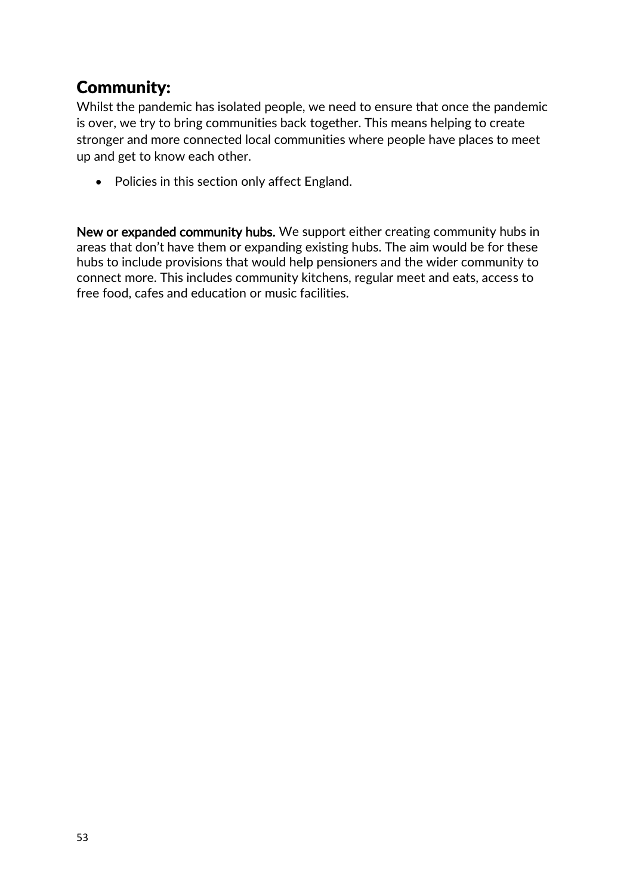## Community:

Whilst the pandemic has isolated people, we need to ensure that once the pandemic is over, we try to bring communities back together. This means helping to create stronger and more connected local communities where people have places to meet up and get to know each other.

- Policies in this section only affect England.

**New or expanded community hubs.** We support either creating community hubs in areas that don't have them or expanding existing hubs. The aim would be for these hubs to include provisions that would help pensioners and the wider community to connect more. This includes community kitchens, regular meet and eats, access to free food, cafes and education or music facilities.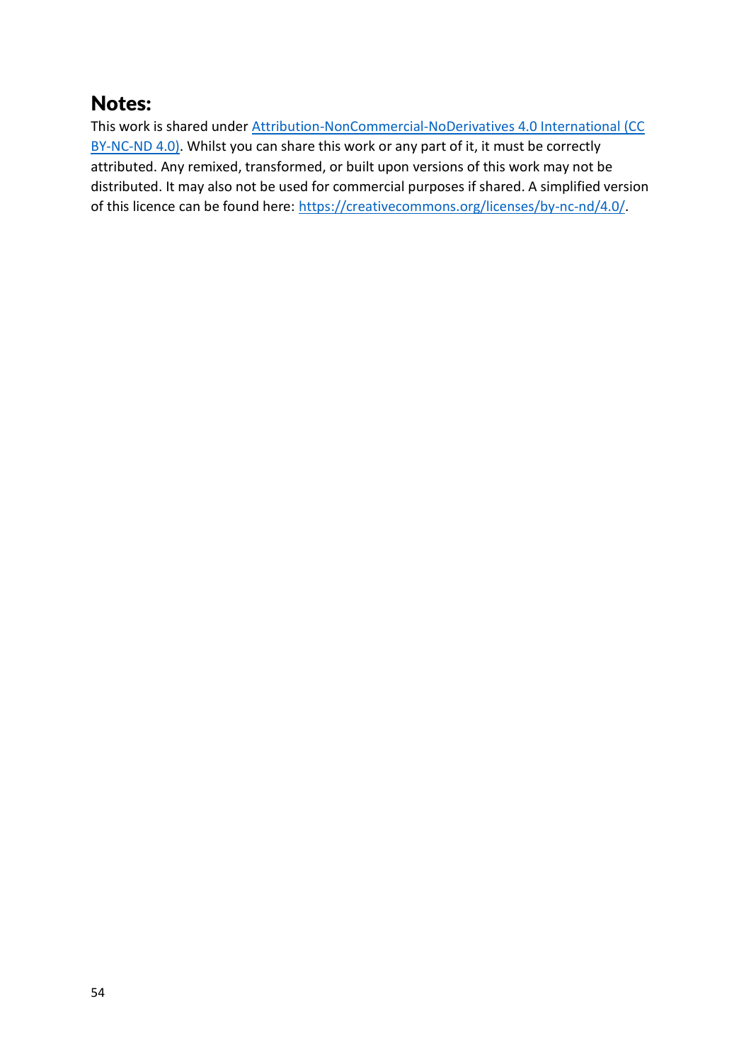## Notes:

This work is shared under [Attribution-NonCommercial-NoDerivatives 4.0 International (CC BY-NC-ND 4.0)](https://creativecommons.org/licenses/by-nc-nd/4.0/). Whilst you can share this work or any part of it, it must be correctly attributed. Any remixed, transformed, or built upon versions of this work may not be distributed. It may also not be used for commercial purposes if shared. A simplified version of this licence can be found here: [https://creativecommons.org/licenses/by-nc-nd/4.0/](https://creativecommons.org/licenses/by-nc-nd/4.0/).